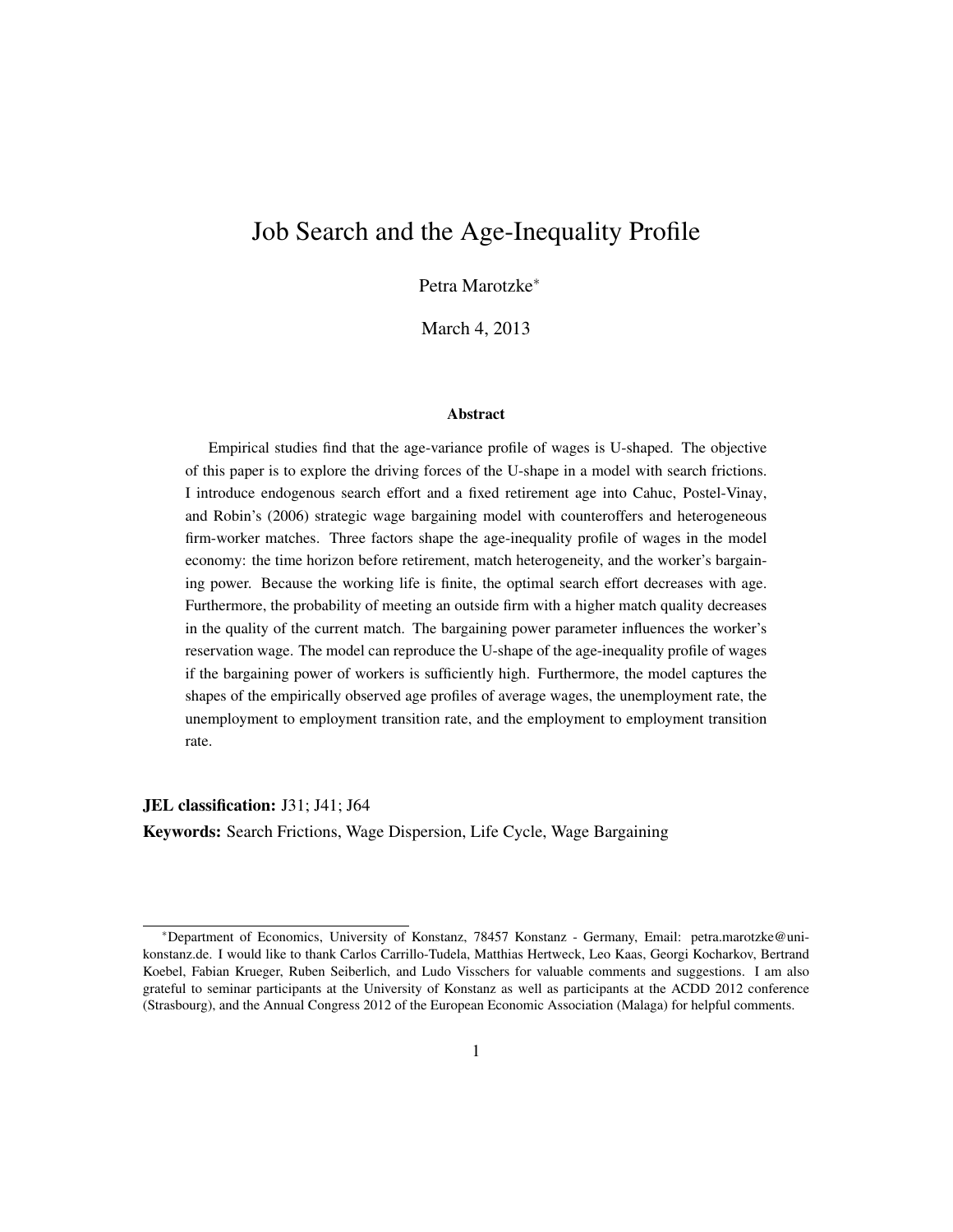# Job Search and the Age-Inequality Profile

Petra Marotzke*

March 4, 2013

### Abstract

Empirical studies find that the age-variance profile of wages is U-shaped. The objective of this paper is to explore the driving forces of the U-shape in a model with search frictions. I introduce endogenous search effort and a fixed retirement age into Cahuc, Postel-Vinay, and Robin's (2006) strategic wage bargaining model with counteroffers and heterogeneous firm-worker matches. Three factors shape the age-inequality profile of wages in the model economy: the time horizon before retirement, match heterogeneity, and the worker's bargaining power. Because the working life is finite, the optimal search effort decreases with age. Furthermore, the probability of meeting an outside firm with a higher match quality decreases in the quality of the current match. The bargaining power parameter influences the worker's reservation wage. The model can reproduce the U-shape of the age-inequality profile of wages if the bargaining power of workers is sufficiently high. Furthermore, the model captures the shapes of the empirically observed age profiles of average wages, the unemployment rate, the unemployment to employment transition rate, and the employment to employment transition rate.

**JEL classification:** J31; J41; J64

**Keywords:** Search Frictions, Wage Dispersion, Life Cycle, Wage Bargaining

---

*Department of Economics, University of Konstanz, 78457 Konstanz - Germany, Email: petra.marotzke@uni-konstanz.de. I would like to thank Carlos Carrillo-Tudela, Matthias Hertweck, Leo Kaas, Georgi Kocharkov, Bertrand Koebel, Fabian Krueger, Ruben Seiberlich, and Ludo Visschers for valuable comments and suggestions. I am also grateful to seminar participants at the University of Konstanz as well as participants at the ACDD 2012 conference (Strasbourg), and the Annual Congress 2012 of the European Economic Association (Malaga) for helpful comments.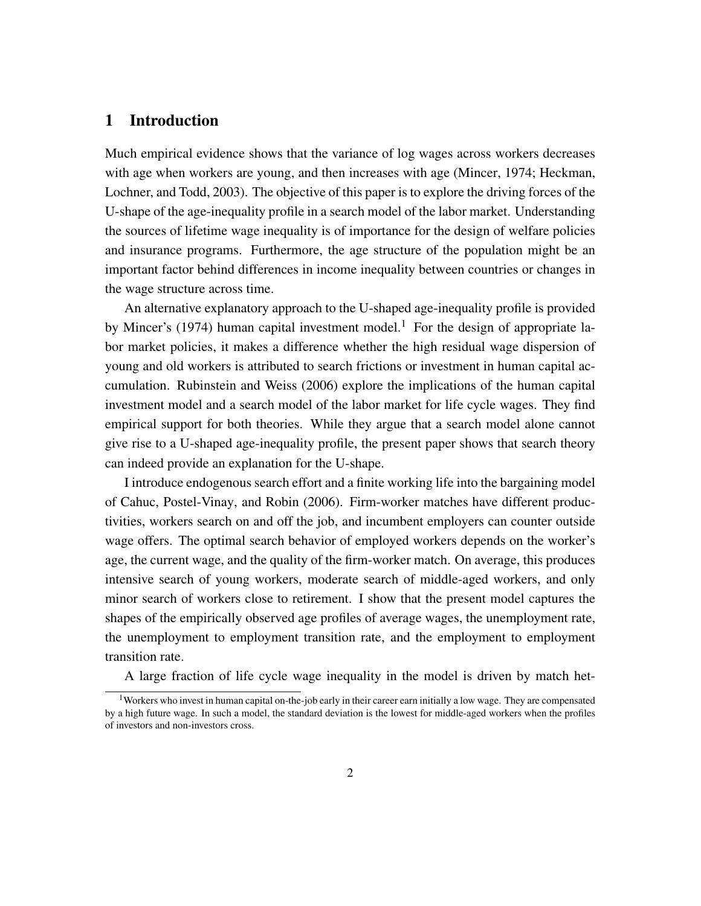# 1 Introduction

Much empirical evidence shows that the variance of log wages across workers decreases with age when workers are young, and then increases with age (Mincer, 1974; Heckman, Lochner, and Todd, 2003). The objective of this paper is to explore the driving forces of the U-shape of the age-inequality profile in a search model of the labor market. Understanding the sources of lifetime wage inequality is of importance for the design of welfare policies and insurance programs. Furthermore, the age structure of the population might be an important factor behind differences in income inequality between countries or changes in the wage structure across time.

An alternative explanatory approach to the U-shaped age-inequality profile is provided by Mincer's (1974) human capital investment model.[1] For the design of appropriate labor market policies, it makes a difference whether the high residual wage dispersion of young and old workers is attributed to search frictions or investment in human capital accumulation. Rubinstein and Weiss (2006) explore the implications of the human capital investment model and a search model of the labor market for life cycle wages. They find empirical support for both theories. While they argue that a search model alone cannot give rise to a U-shaped age-inequality profile, the present paper shows that search theory can indeed provide an explanation for the U-shape.

I introduce endogenous search effort and a finite working life into the bargaining model of Cahuc, Postel-Vinay, and Robin (2006). Firm-worker matches have different productivities, workers search on and off the job, and incumbent employers can counter outside wage offers. The optimal search behavior of employed workers depends on the worker's age, the current wage, and the quality of the firm-worker match. On average, this produces intensive search of young workers, moderate search of middle-aged workers, and only minor search of workers close to retirement. I show that the present model captures the shapes of the empirically observed age profiles of average wages, the unemployment rate, the unemployment to employment transition rate, and the employment to employment transition rate.

A large fraction of life cycle wage inequality in the model is driven by match het-

[1] Workers who invest in human capital on-the-job early in their career earn initially a low wage. They are compensated by a high future wage. In such a model, the standard deviation is the lowest for middle-aged workers when the profiles of investors and non-investors cross.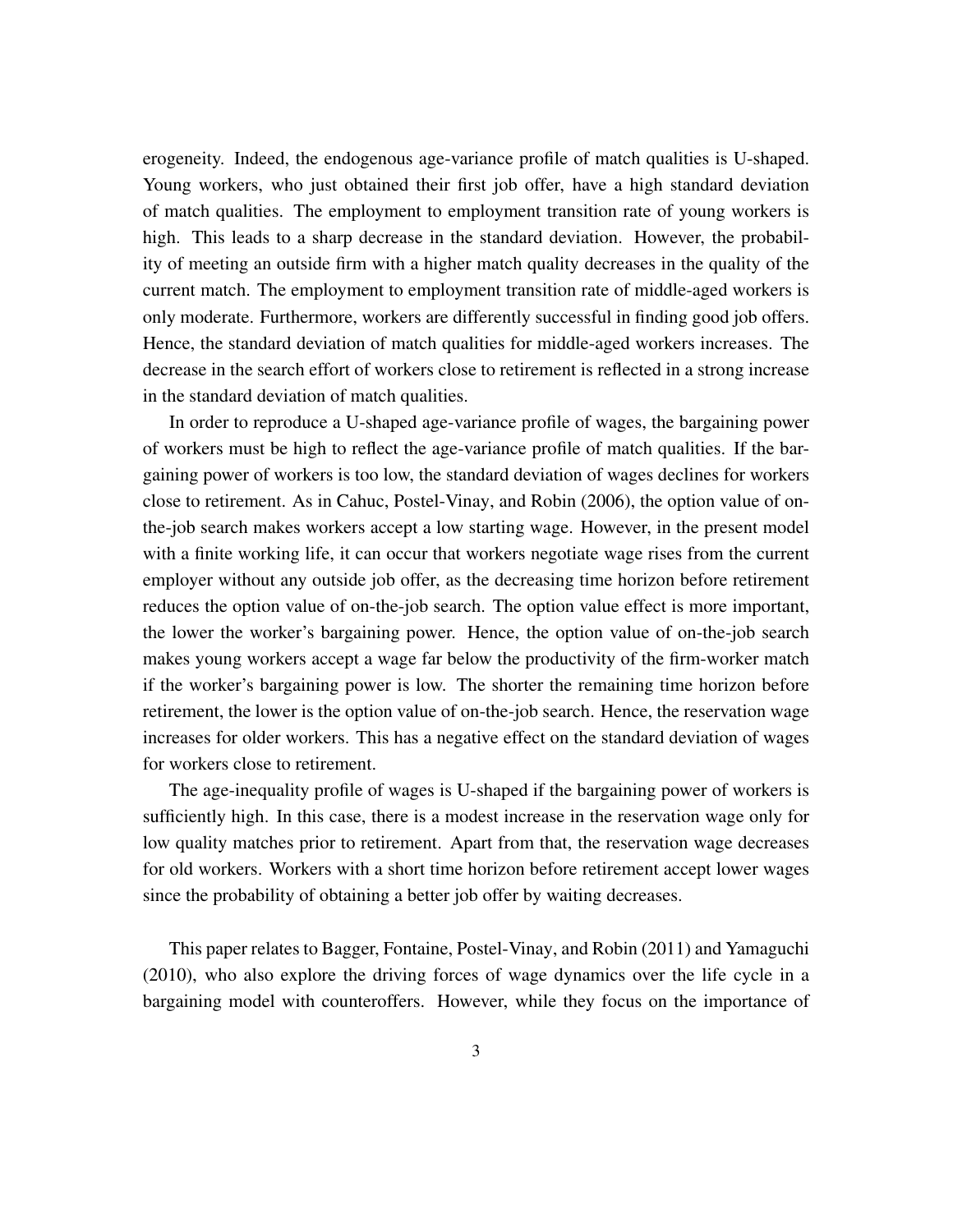erogeneity. Indeed, the endogenous age-variance profile of match qualities is U-shaped. Young workers, who just obtained their first job offer, have a high standard deviation of match qualities. The employment to employment transition rate of young workers is high. This leads to a sharp decrease in the standard deviation. However, the probability of meeting an outside firm with a higher match quality decreases in the quality of the current match. The employment to employment transition rate of middle-aged workers is only moderate. Furthermore, workers are differently successful in finding good job offers. Hence, the standard deviation of match qualities for middle-aged workers increases. The decrease in the search effort of workers close to retirement is reflected in a strong increase in the standard deviation of match qualities.

In order to reproduce a U-shaped age-variance profile of wages, the bargaining power of workers must be high to reflect the age-variance profile of match qualities. If the bargaining power of workers is too low, the standard deviation of wages declines for workers close to retirement. As in Cahuc, Postel-Vinay, and Robin (2006), the option value of on-the-job search makes workers accept a low starting wage. However, in the present model with a finite working life, it can occur that workers negotiate wage rises from the current employer without any outside job offer, as the decreasing time horizon before retirement reduces the option value of on-the-job search. The option value effect is more important, the lower the worker's bargaining power. Hence, the option value of on-the-job search makes young workers accept a wage far below the productivity of the firm-worker match if the worker's bargaining power is low. The shorter the remaining time horizon before retirement, the lower is the option value of on-the-job search. Hence, the reservation wage increases for older workers. This has a negative effect on the standard deviation of wages for workers close to retirement.

The age-inequality profile of wages is U-shaped if the bargaining power of workers is sufficiently high. In this case, there is a modest increase in the reservation wage only for low quality matches prior to retirement. Apart from that, the reservation wage decreases for old workers. Workers with a short time horizon before retirement accept lower wages since the probability of obtaining a better job offer by waiting decreases.

This paper relates to Bagger, Fontaine, Postel-Vinay, and Robin (2011) and Yamaguchi (2010), who also explore the driving forces of wage dynamics over the life cycle in a bargaining model with counteroffers. However, while they focus on the importance of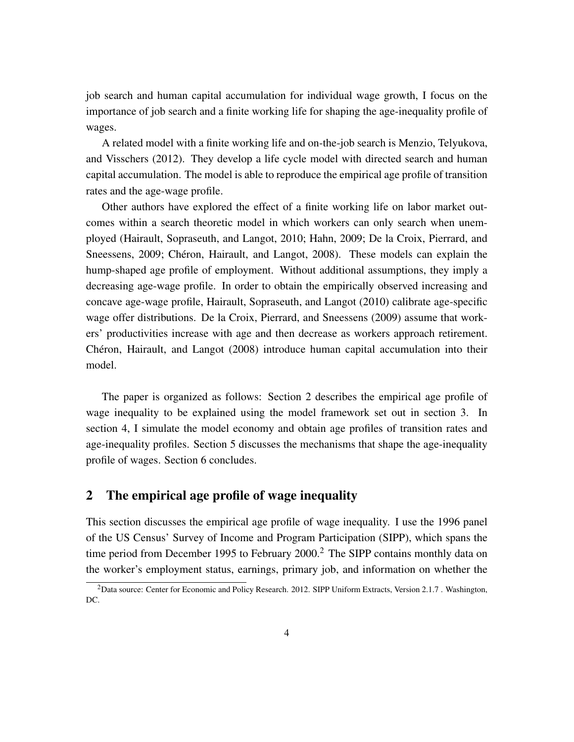job search and human capital accumulation for individual wage growth, I focus on the importance of job search and a finite working life for shaping the age-inequality profile of wages.

A related model with a finite working life and on-the-job search is Menzio, Telyukova, and Visschers (2012). They develop a life cycle model with directed search and human capital accumulation. The model is able to reproduce the empirical age profile of transition rates and the age-wage profile.

Other authors have explored the effect of a finite working life on labor market outcomes within a search theoretic model in which workers can only search when unemployed (Hairault, Sopraseuth, and Langot, 2010; Hahn, 2009; De la Croix, Pierrard, and Sneessens, 2009; Chéron, Hairault, and Langot, 2008). These models can explain the hump-shaped age profile of employment. Without additional assumptions, they imply a decreasing age-wage profile. In order to obtain the empirically observed increasing and concave age-wage profile, Hairault, Sopraseuth, and Langot (2010) calibrate age-specific wage offer distributions. De la Croix, Pierrard, and Sneessens (2009) assume that workers' productivities increase with age and then decrease as workers approach retirement. Chéron, Hairault, and Langot (2008) introduce human capital accumulation into their model.

The paper is organized as follows: Section 2 describes the empirical age profile of wage inequality to be explained using the model framework set out in section 3. In section 4, I simulate the model economy and obtain age profiles of transition rates and age-inequality profiles. Section 5 discusses the mechanisms that shape the age-inequality profile of wages. Section 6 concludes.

## 2 The empirical age profile of wage inequality

This section discusses the empirical age profile of wage inequality. I use the 1996 panel of the US Census' Survey of Income and Program Participation (SIPP), which spans the time period from December 1995 to February 2000.[2] The SIPP contains monthly data on the worker's employment status, earnings, primary job, and information on whether the

[2] Data source: Center for Economic and Policy Research. 2012. SIPP Uniform Extracts, Version 2.1.7 . Washington, DC.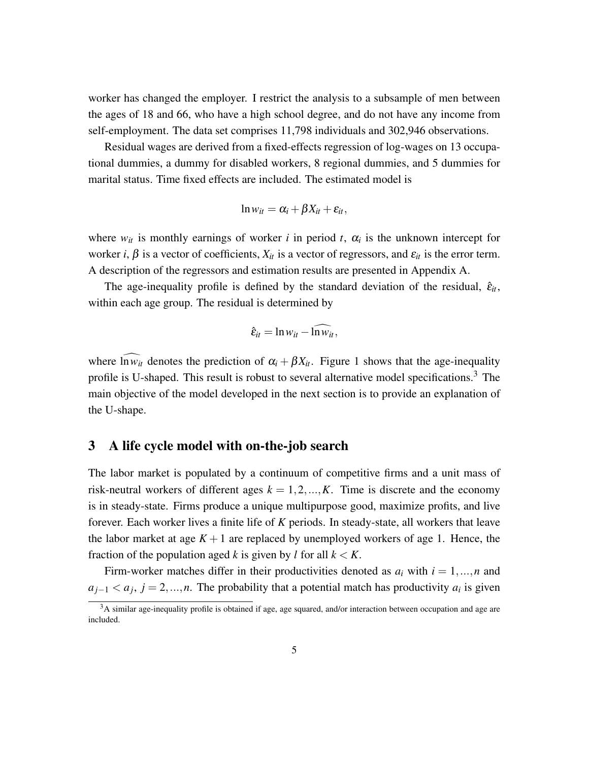worker has changed the employer. I restrict the analysis to a subsample of men between the ages of 18 and 66, who have a high school degree, and do not have any income from self-employment. The data set comprises 11,798 individuals and 302,946 observations.

Residual wages are derived from a fixed-effects regression of log-wages on 13 occupational dummies, a dummy for disabled workers, 8 regional dummies, and 5 dummies for marital status. Time fixed effects are included. The estimated model is

$$\ln w_{it} = \alpha_i + \beta X_{it} + \varepsilon_{it},$$

where $w_{it}$ is monthly earnings of worker $i$ in period $t$, $\alpha_i$ is the unknown intercept for worker $i$, $\beta$ is a vector of coefficients, $X_{it}$ is a vector of regressors, and $\varepsilon_{it}$ is the error term. A description of the regressors and estimation results are presented in Appendix A.

The age-inequality profile is defined by the standard deviation of the residual, $\hat{\varepsilon}_{it}$, within each age group. The residual is determined by

$$\hat{\varepsilon}_{it} = \ln w_{it} - \widehat{\ln w_{it}},$$

where $\widehat{\ln w_{it}}$ denotes the prediction of $\alpha_i + \beta X_{it}$. Figure 1 shows that the age-inequality profile is U-shaped. This result is robust to several alternative model specifications.[3] The main objective of the model developed in the next section is to provide an explanation of the U-shape.

## 3 A life cycle model with on-the-job search

The labor market is populated by a continuum of competitive firms and a unit mass of risk-neutral workers of different ages $k = 1, 2, ..., K$. Time is discrete and the economy is in steady-state. Firms produce a unique multipurpose good, maximize profits, and live forever. Each worker lives a finite life of $K$ periods. In steady-state, all workers that leave the labor market at age $K+1$ are replaced by unemployed workers of age 1. Hence, the fraction of the population aged $k$ is given by $l$ for all $k < K$.

Firm-worker matches differ in their productivities denoted as $a_i$ with $i = 1, ..., n$ and $a_{j-1} < a_j$, $j = 2, ..., n$. The probability that a potential match has productivity $a_i$ is given

[3] A similar age-inequality profile is obtained if age, age squared, and/or interaction between occupation and age are included.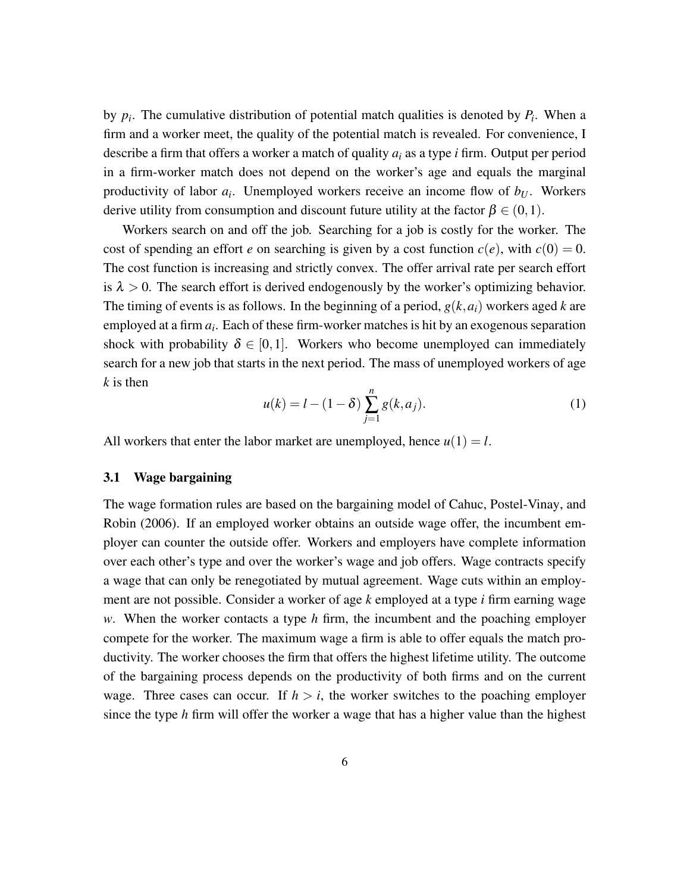by $p_i$. The cumulative distribution of potential match qualities is denoted by $P_i$. When a firm and a worker meet, the quality of the potential match is revealed. For convenience, I describe a firm that offers a worker a match of quality $a_i$ as a type $i$ firm. Output per period in a firm-worker match does not depend on the worker's age and equals the marginal productivity of labor $a_i$. Unemployed workers receive an income flow of $b_U$. Workers derive utility from consumption and discount future utility at the factor $\beta \in (0,1)$.

Workers search on and off the job. Searching for a job is costly for the worker. The cost of spending an effort $e$ on searching is given by a cost function $c(e)$, with $c(0) = 0$. The cost function is increasing and strictly convex. The offer arrival rate per search effort is $\lambda > 0$. The search effort is derived endogenously by the worker's optimizing behavior. The timing of events is as follows. In the beginning of a period, $g(k,a_i)$ workers aged $k$ are employed at a firm $a_i$. Each of these firm-worker matches is hit by an exogenous separation shock with probability $\delta \in [0,1]$. Workers who become unemployed can immediately search for a new job that starts in the next period. The mass of unemployed workers of age $k$ is then

$$u(k) = l - (1-\delta)\sum_{j=1}^{n} g(k,a_j). \tag{1}$$

All workers that enter the labor market are unemployed, hence $u(1) = l$.

### 3.1 Wage bargaining

The wage formation rules are based on the bargaining model of Cahuc, Postel-Vinay, and Robin (2006). If an employed worker obtains an outside wage offer, the incumbent employer can counter the outside offer. Workers and employers have complete information over each other's type and over the worker's wage and job offers. Wage contracts specify a wage that can only be renegotiated by mutual agreement. Wage cuts within an employment are not possible. Consider a worker of age $k$ employed at a type $i$ firm earning wage $w$. When the worker contacts a type $h$ firm, the incumbent and the poaching employer compete for the worker. The maximum wage a firm is able to offer equals the match productivity. The worker chooses the firm that offers the highest lifetime utility. The outcome of the bargaining process depends on the productivity of both firms and on the current wage. Three cases can occur. If $h > i$, the worker switches to the poaching employer since the type $h$ firm will offer the worker a wage that has a higher value than the highest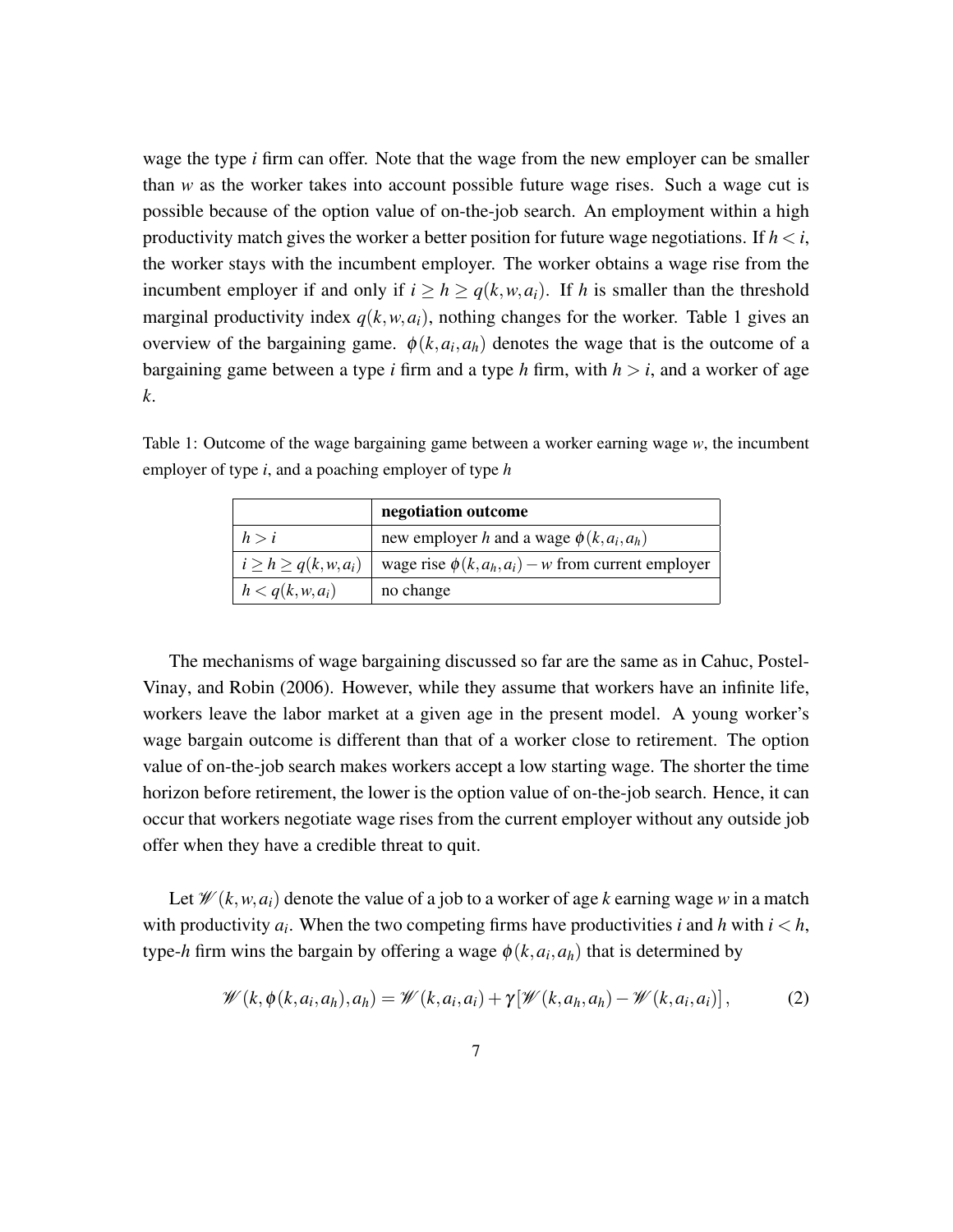wage the type $i$ firm can offer. Note that the wage from the new employer can be smaller than $w$ as the worker takes into account possible future wage rises. Such a wage cut is possible because of the option value of on-the-job search. An employment within a high productivity match gives the worker a better position for future wage negotiations. If $h < i$, the worker stays with the incumbent employer. The worker obtains a wage rise from the incumbent employer if and only if $i \geq h \geq q(k, w, a_i)$. If $h$ is smaller than the threshold marginal productivity index $q(k, w, a_i)$, nothing changes for the worker. Table 1 gives an overview of the bargaining game. $\phi(k, a_i, a_h)$ denotes the wage that is the outcome of a bargaining game between a type $i$ firm and a type $h$ firm, with $h > i$, and a worker of age $k$.

Table 1: Outcome of the wage bargaining game between a worker earning wage $w$, the incumbent employer of type $i$, and a poaching employer of type $h$

| | **negotiation outcome** |
|---|---|
| $h > i$ | new employer $h$ and a wage $\phi(k, a_i, a_h)$ |
| $i \geq h \geq q(k, w, a_i)$ | wage rise $\phi(k, a_h, a_i) - w$ from current employer |
| $h < q(k, w, a_i)$ | no change |

The mechanisms of wage bargaining discussed so far are the same as in Cahuc, Postel-Vinay, and Robin (2006). However, while they assume that workers have an infinite life, workers leave the labor market at a given age in the present model. A young worker's wage bargain outcome is different than that of a worker close to retirement. The option value of on-the-job search makes workers accept a low starting wage. The shorter the time horizon before retirement, the lower is the option value of on-the-job search. Hence, it can occur that workers negotiate wage rises from the current employer without any outside job offer when they have a credible threat to quit.

Let $\mathscr{W}(k, w, a_i)$ denote the value of a job to a worker of age $k$ earning wage $w$ in a match with productivity $a_i$. When the two competing firms have productivities $i$ and $h$ with $i < h$, type-$h$ firm wins the bargain by offering a wage $\phi(k, a_i, a_h)$ that is determined by

$$\mathscr{W}(k, \phi(k, a_i, a_h), a_h) = \mathscr{W}(k, a_i, a_i) + \gamma \left[\mathscr{W}(k, a_h, a_h) - \mathscr{W}(k, a_i, a_i)\right], \tag{2}$$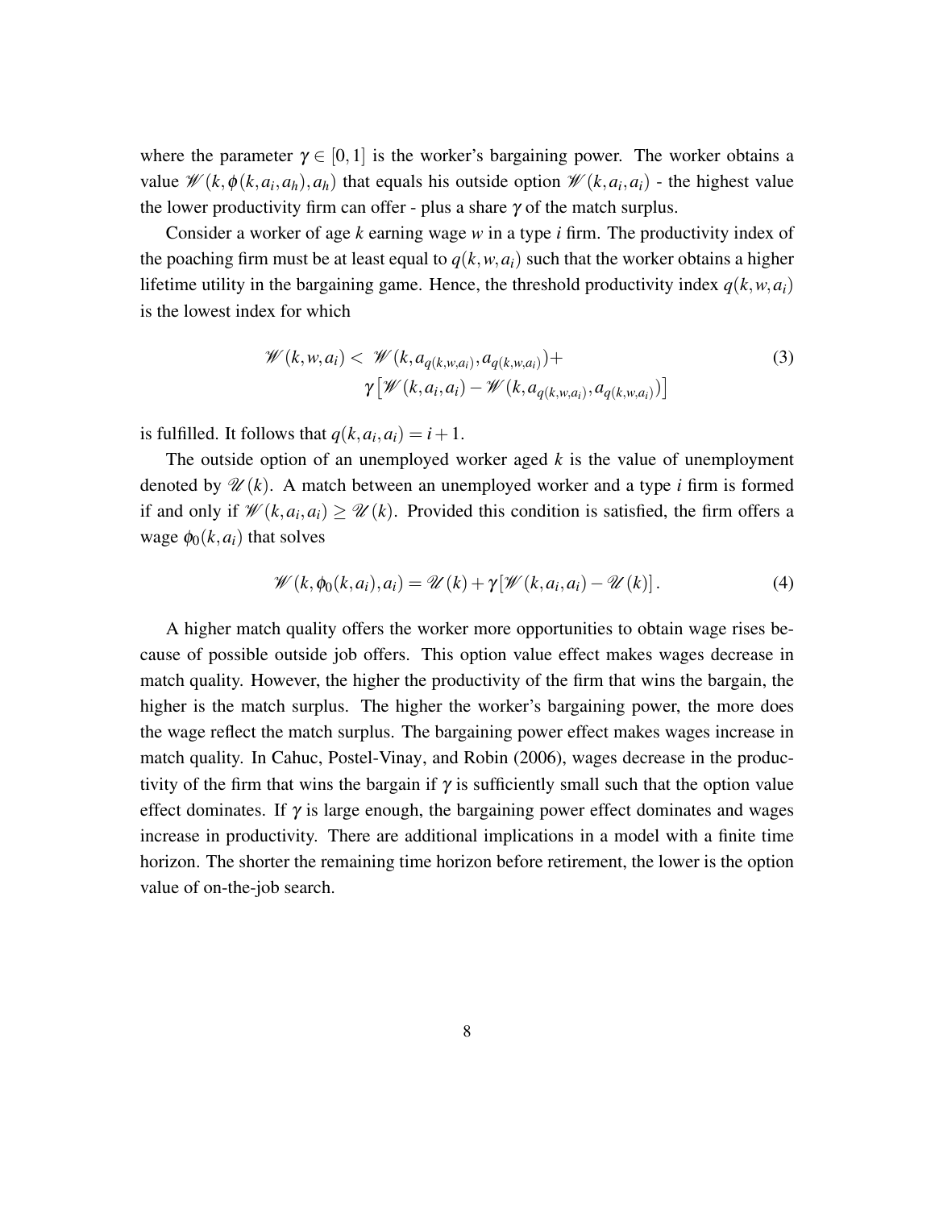where the parameter $\gamma \in [0,1]$ is the worker's bargaining power. The worker obtains a value $\mathscr{W}(k, \phi(k, a_i, a_h), a_h)$ that equals his outside option $\mathscr{W}(k, a_i, a_i)$ - the highest value the lower productivity firm can offer - plus a share $\gamma$ of the match surplus.

Consider a worker of age $k$ earning wage $w$ in a type $i$ firm. The productivity index of the poaching firm must be at least equal to $q(k, w, a_i)$ such that the worker obtains a higher lifetime utility in the bargaining game. Hence, the threshold productivity index $q(k, w, a_i)$ is the lowest index for which

$$
\begin{aligned}
\mathscr{W}(k, w, a_i) < \; & \mathscr{W}(k, a_{q(k,w,a_i)}, a_{q(k,w,a_i)}) + \\
& \gamma \left[ \mathscr{W}(k, a_i, a_i) - \mathscr{W}(k, a_{q(k,w,a_i)}, a_{q(k,w,a_i)}) \right]
\end{aligned}
\tag{3}
$$

is fulfilled. It follows that $q(k, a_i, a_i) = i + 1$.

The outside option of an unemployed worker aged $k$ is the value of unemployment denoted by $\mathscr{U}(k)$. A match between an unemployed worker and a type $i$ firm is formed if and only if $\mathscr{W}(k, a_i, a_i) \geq \mathscr{U}(k)$. Provided this condition is satisfied, the firm offers a wage $\phi_0(k, a_i)$ that solves

$$
\mathscr{W}(k, \phi_0(k, a_i), a_i) = \mathscr{U}(k) + \gamma [\mathscr{W}(k, a_i, a_i) - \mathscr{U}(k)]. \tag{4}
$$

A higher match quality offers the worker more opportunities to obtain wage rises because of possible outside job offers. This option value effect makes wages decrease in match quality. However, the higher the productivity of the firm that wins the bargain, the higher is the match surplus. The higher the worker's bargaining power, the more does the wage reflect the match surplus. The bargaining power effect makes wages increase in match quality. In Cahuc, Postel-Vinay, and Robin (2006), wages decrease in the productivity of the firm that wins the bargain if $\gamma$ is sufficiently small such that the option value effect dominates. If $\gamma$ is large enough, the bargaining power effect dominates and wages increase in productivity. There are additional implications in a model with a finite time horizon. The shorter the remaining time horizon before retirement, the lower is the option value of on-the-job search.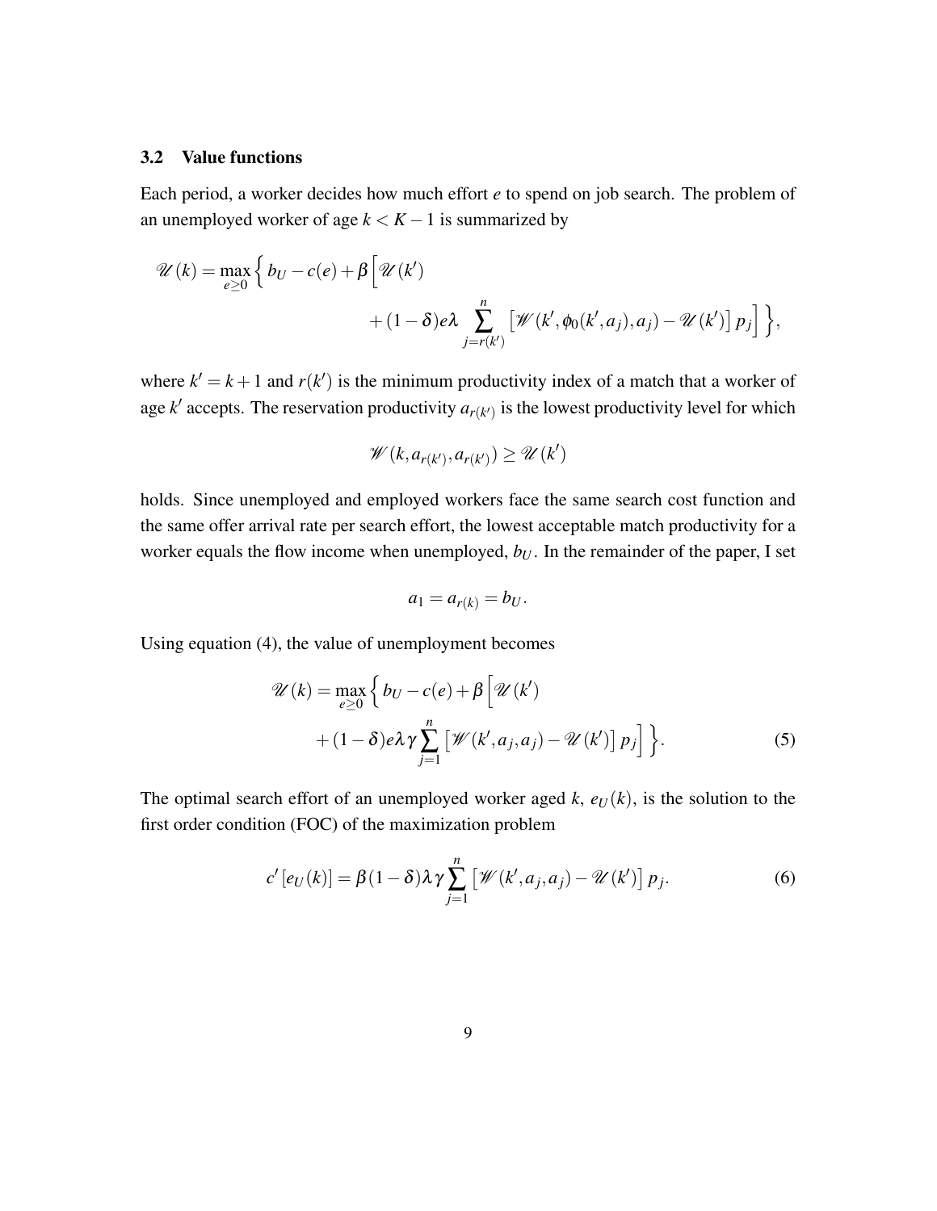### 3.2 Value functions

Each period, a worker decides how much effort $e$ to spend on job search. The problem of an unemployed worker of age $k < K-1$ is summarized by

$$\mathscr{U}(k) = \max_{e \geq 0} \Big\{ b_U - c(e) + \beta \Big[ \mathscr{U}(k') + (1-\delta) e \lambda \sum_{j=r(k')}^{n} \left[ \mathscr{W}(k', \phi_0(k', a_j), a_j) - \mathscr{U}(k') \right] p_j \Big] \Big\},$$

where $k' = k+1$ and $r(k')$ is the minimum productivity index of a match that a worker of age $k'$ accepts. The reservation productivity $a_{r(k')}$ is the lowest productivity level for which

$$\mathscr{W}(k, a_{r(k')}, a_{r(k')}) \geq \mathscr{U}(k')$$

holds. Since unemployed and employed workers face the same search cost function and the same offer arrival rate per search effort, the lowest acceptable match productivity for a worker equals the flow income when unemployed, $b_U$. In the remainder of the paper, I set

$$a_1 = a_{r(k)} = b_U.$$

Using equation (4), the value of unemployment becomes

$$\mathscr{U}(k) = \max_{e \geq 0} \Big\{ b_U - c(e) + \beta \Big[ \mathscr{U}(k') + (1-\delta) e \lambda \gamma \sum_{j=1}^{n} \left[ \mathscr{W}(k', a_j, a_j) - \mathscr{U}(k') \right] p_j \Big] \Big\}. \tag{5}$$

The optimal search effort of an unemployed worker aged $k$, $e_U(k)$, is the solution to the first order condition (FOC) of the maximization problem

$$c'[e_U(k)] = \beta (1-\delta) \lambda \gamma \sum_{j=1}^{n} \left[ \mathscr{W}(k', a_j, a_j) - \mathscr{U}(k') \right] p_j. \tag{6}$$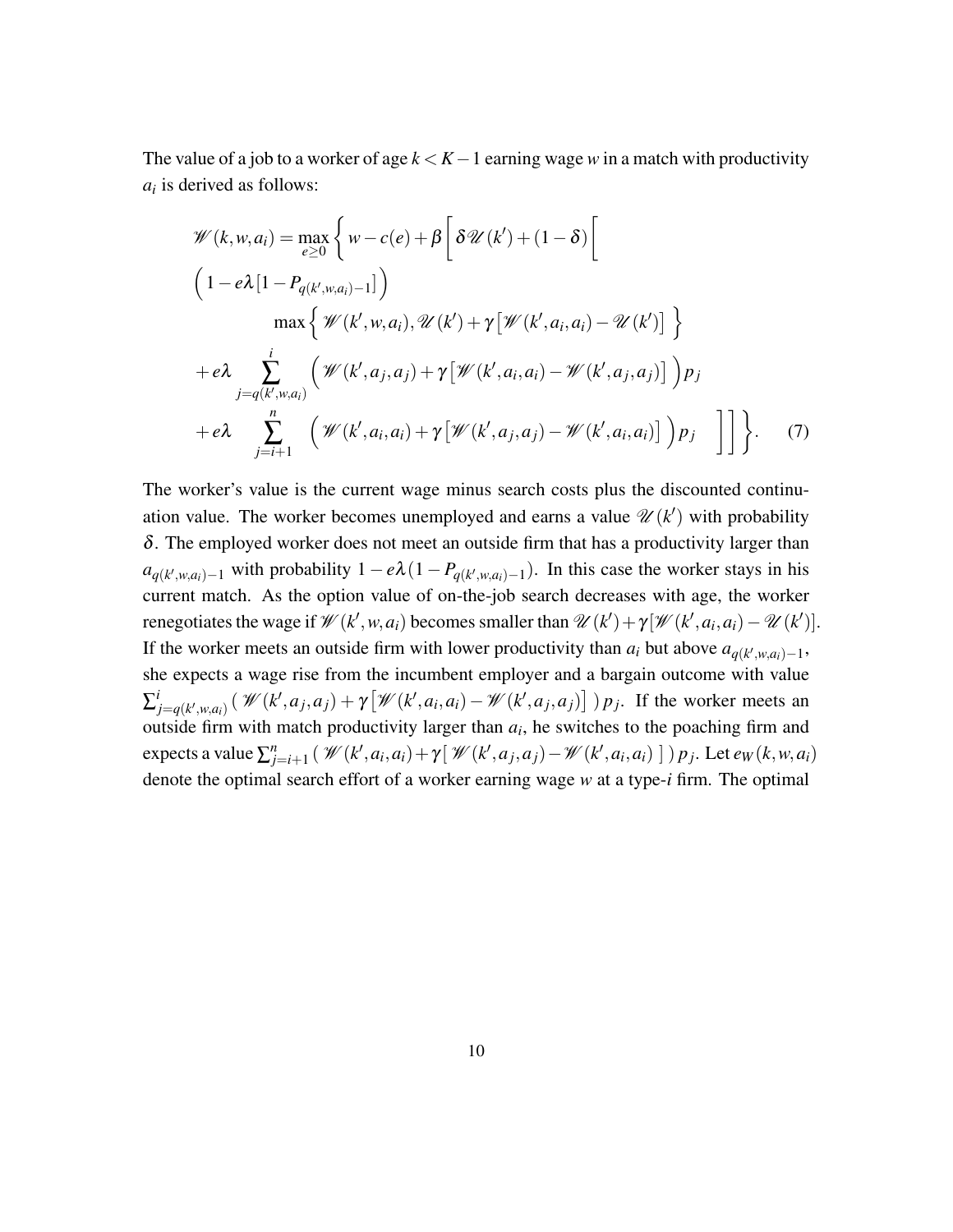The value of a job to a worker of age $k < K-1$ earning wage $w$ in a match with productivity $a_i$ is derived as follows:

$$
\begin{aligned}
\mathscr{W}(k,w,a_i) = \max_{e \geq 0} \Bigg\{ & w - c(e) + \beta \Bigg[ \delta \mathscr{U}(k') + (1-\delta) \Bigg[ \\
& \Big( 1 - e\lambda \left[1 - P_{q(k',w,a_i)-1}\right] \Big) \\
& \qquad \max \Big\{ \mathscr{W}(k',w,a_i), \mathscr{U}(k') + \gamma \left[ \mathscr{W}(k',a_i,a_i) - \mathscr{U}(k') \right] \Big\} \\
& + e\lambda \sum_{j=q(k',w,a_i)}^{i} \Big( \mathscr{W}(k',a_j,a_j) + \gamma \left[ \mathscr{W}(k',a_i,a_i) - \mathscr{W}(k',a_j,a_j) \right] \Big) p_j \\
& + e\lambda \sum_{j=i+1}^{n} \Big( \mathscr{W}(k',a_i,a_i) + \gamma \left[ \mathscr{W}(k',a_j,a_j) - \mathscr{W}(k',a_i,a_i) \right] \Big) p_j \quad \Bigg] \Bigg] \Bigg\}. \qquad (7)
\end{aligned}
$$

The worker's value is the current wage minus search costs plus the discounted continuation value. The worker becomes unemployed and earns a value $\mathscr{U}(k')$ with probability $\delta$. The employed worker does not meet an outside firm that has a productivity larger than $a_{q(k',w,a_i)-1}$ with probability $1 - e\lambda(1 - P_{q(k',w,a_i)-1})$. In this case the worker stays in his current match. As the option value of on-the-job search decreases with age, the worker renegotiates the wage if $\mathscr{W}(k',w,a_i)$ becomes smaller than $\mathscr{U}(k') + \gamma[\mathscr{W}(k',a_i,a_i) - \mathscr{U}(k')]$. If the worker meets an outside firm with lower productivity than $a_i$ but above $a_{q(k',w,a_i)-1}$, she expects a wage rise from the incumbent employer and a bargain outcome with value $\sum_{j=q(k',w,a_i)}^{i} \left( \mathscr{W}(k',a_j,a_j) + \gamma \left[ \mathscr{W}(k',a_i,a_i) - \mathscr{W}(k',a_j,a_j) \right] \right) p_j$. If the worker meets an outside firm with match productivity larger than $a_i$, he switches to the poaching firm and expects a value $\sum_{j=i+1}^{n} \left( \mathscr{W}(k',a_i,a_i) + \gamma \left[ \mathscr{W}(k',a_j,a_j) - \mathscr{W}(k',a_i,a_i) \right] \right) p_j$. Let $e_W(k,w,a_i)$ denote the optimal search effort of a worker earning wage $w$ at a type-$i$ firm. The optimal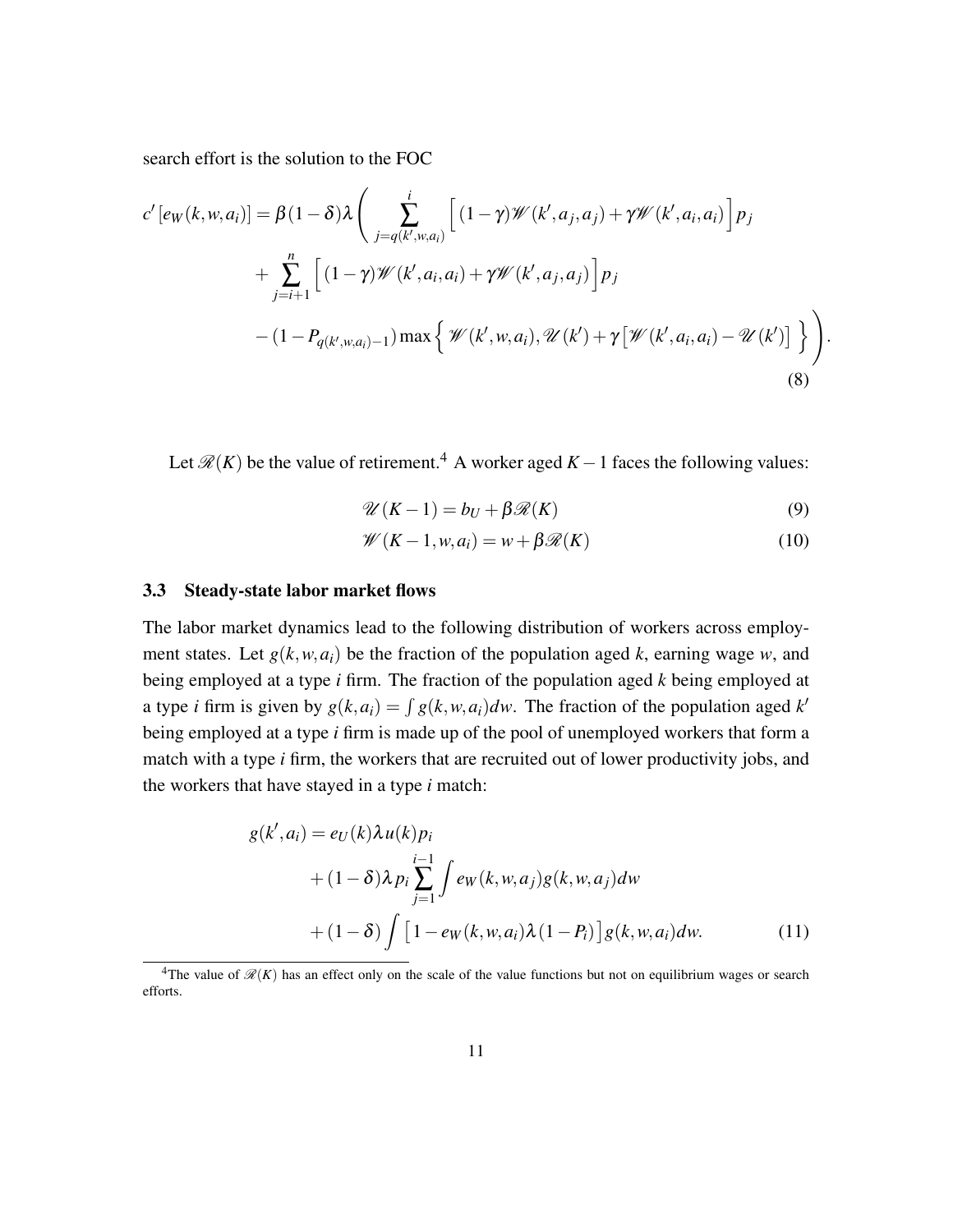search effort is the solution to the FOC

$$
\begin{aligned}
c'\left[e_W(k,w,a_i)\right] = \beta(1-\delta)\lambda \Bigg( & \sum_{j=q(k',w,a_i)}^{i} \Big[ (1-\gamma)\mathscr{W}(k',a_j,a_j) + \gamma \mathscr{W}(k',a_i,a_i) \Big] p_j \\
& + \sum_{j=i+1}^{n} \Big[ (1-\gamma)\mathscr{W}(k',a_i,a_i) + \gamma \mathscr{W}(k',a_j,a_j) \Big] p_j \\
& - (1-P_{q(k',w,a_i)-1}) \max\Big\{ \mathscr{W}(k',w,a_i), \mathscr{U}(k') + \gamma\left[\mathscr{W}(k',a_i,a_i) - \mathscr{U}(k')\right] \Big\} \Bigg).
\end{aligned} \tag{8}
$$

Let $\mathscr{R}(K)$ be the value of retirement.[4] A worker aged $K-1$ faces the following values:

$$
\mathscr{U}(K-1) = b_U + \beta \mathscr{R}(K) \tag{9}
$$

$$
\mathscr{W}(K-1,w,a_i) = w + \beta \mathscr{R}(K) \tag{10}
$$

### 3.3 Steady-state labor market flows

The labor market dynamics lead to the following distribution of workers across employment states. Let $g(k,w,a_i)$ be the fraction of the population aged $k$, earning wage $w$, and being employed at a type $i$ firm. The fraction of the population aged $k$ being employed at a type $i$ firm is given by $g(k,a_i) = \int g(k,w,a_i)dw$. The fraction of the population aged $k'$ being employed at a type $i$ firm is made up of the pool of unemployed workers that form a match with a type $i$ firm, the workers that are recruited out of lower productivity jobs, and the workers that have stayed in a type $i$ match:

$$
\begin{aligned}
g(k',a_i) = \; & e_U(k)\lambda u(k) p_i \\
& + (1-\delta)\lambda p_i \sum_{j=1}^{i-1} \int e_W(k,w,a_j) g(k,w,a_j) dw \\
& + (1-\delta) \int \left[1 - e_W(k,w,a_i)\lambda(1-P_i)\right] g(k,w,a_i) dw.
\end{aligned} \tag{11}
$$

[4] The value of $\mathscr{R}(K)$ has an effect only on the scale of the value functions but not on equilibrium wages or search efforts.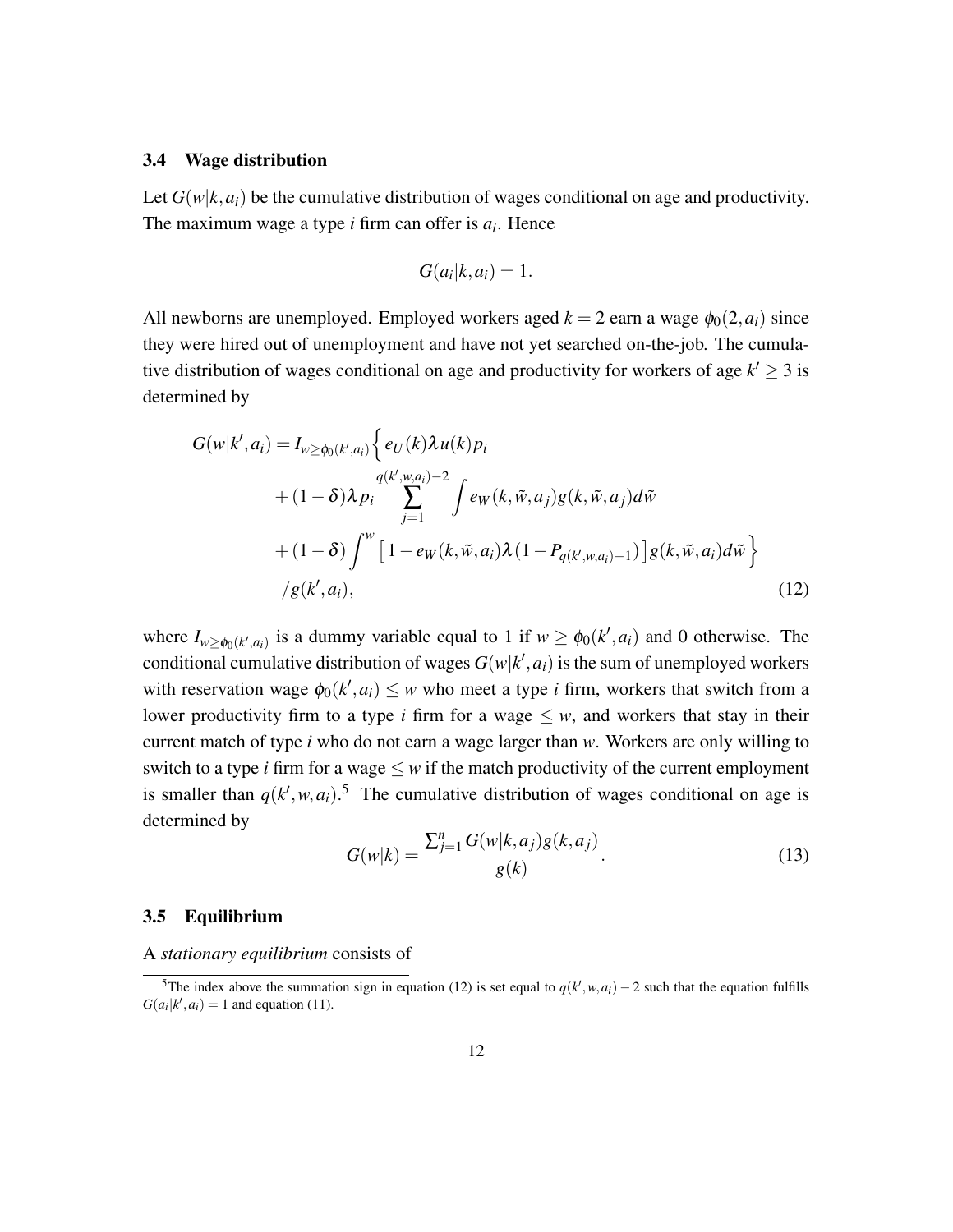### 3.4 Wage distribution

Let $G(w|k, a_i)$ be the cumulative distribution of wages conditional on age and productivity. The maximum wage a type $i$ firm can offer is $a_i$. Hence

$$G(a_i|k, a_i) = 1.$$

All newborns are unemployed. Employed workers aged $k = 2$ earn a wage $\phi_0(2, a_i)$ since they were hired out of unemployment and have not yet searched on-the-job. The cumulative distribution of wages conditional on age and productivity for workers of age $k' \geq 3$ is determined by

$$\begin{aligned}
G(w|k', a_i) = I_{w \geq \phi_0(k', a_i)} \Big\{ & e_U(k) \lambda u(k) p_i \\
& + (1-\delta) \lambda p_i \sum_{j=1}^{q(k', w, a_i)-2} \int e_W(k, \tilde{w}, a_j) g(k, \tilde{w}, a_j) d\tilde{w} \\
& + (1-\delta) \int^{w} \left[ 1 - e_W(k, \tilde{w}, a_i) \lambda (1 - P_{q(k', w, a_i)-1}) \right] g(k, \tilde{w}, a_i) d\tilde{w} \Big\} \\
& / g(k', a_i),
\end{aligned} \tag{12}$$

where $I_{w \geq \phi_0(k', a_i)}$ is a dummy variable equal to 1 if $w \geq \phi_0(k', a_i)$ and 0 otherwise. The conditional cumulative distribution of wages $G(w|k', a_i)$ is the sum of unemployed workers with reservation wage $\phi_0(k', a_i) \leq w$ who meet a type $i$ firm, workers that switch from a lower productivity firm to a type $i$ firm for a wage $\leq w$, and workers that stay in their current match of type $i$ who do not earn a wage larger than $w$. Workers are only willing to switch to a type $i$ firm for a wage $\leq w$ if the match productivity of the current employment is smaller than $q(k', w, a_i)$.[5] The cumulative distribution of wages conditional on age is determined by

$$G(w|k) = \frac{\sum_{j=1}^{n} G(w|k, a_j) g(k, a_j)}{g(k)}. \tag{13}$$

### 3.5 Equilibrium

A *stationary equilibrium* consists of

[5] The index above the summation sign in equation (12) is set equal to $q(k', w, a_i) - 2$ such that the equation fulfills $G(a_i|k', a_i) = 1$ and equation (11).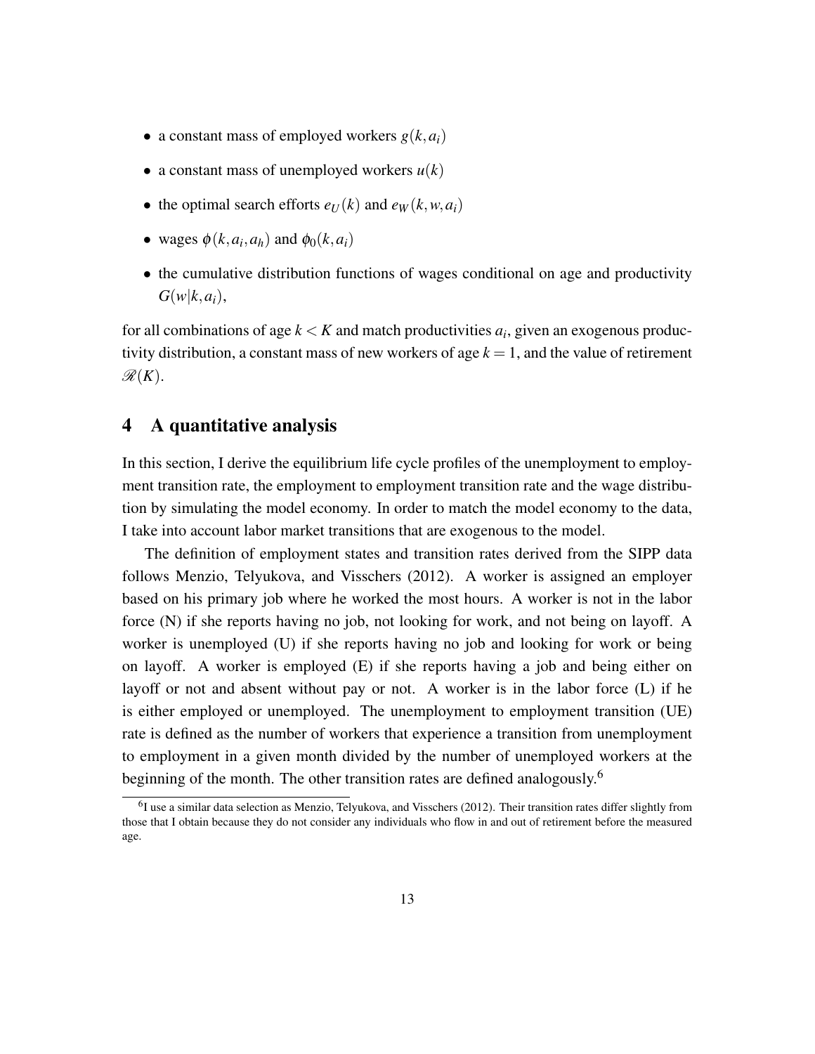- a constant mass of employed workers $g(k, a_i)$
- a constant mass of unemployed workers $u(k)$
- the optimal search efforts $e_U(k)$ and $e_W(k, w, a_i)$
- wages $\phi(k, a_i, a_h)$ and $\phi_0(k, a_i)$
- the cumulative distribution functions of wages conditional on age and productivity $G(w|k, a_i)$,

for all combinations of age $k < K$ and match productivities $a_i$, given an exogenous productivity distribution, a constant mass of new workers of age $k = 1$, and the value of retirement $\mathscr{R}(K)$.

## 4 A quantitative analysis

In this section, I derive the equilibrium life cycle profiles of the unemployment to employment transition rate, the employment to employment transition rate and the wage distribution by simulating the model economy. In order to match the model economy to the data, I take into account labor market transitions that are exogenous to the model.

The definition of employment states and transition rates derived from the SIPP data follows Menzio, Telyukova, and Visschers (2012). A worker is assigned an employer based on his primary job where he worked the most hours. A worker is not in the labor force (N) if she reports having no job, not looking for work, and not being on layoff. A worker is unemployed (U) if she reports having no job and looking for work or being on layoff. A worker is employed (E) if she reports having a job and being either on layoff or not and absent without pay or not. A worker is in the labor force (L) if he is either employed or unemployed. The unemployment to employment transition (UE) rate is defined as the number of workers that experience a transition from unemployment to employment in a given month divided by the number of unemployed workers at the beginning of the month. The other transition rates are defined analogously.[6]

[6] I use a similar data selection as Menzio, Telyukova, and Visschers (2012). Their transition rates differ slightly from those that I obtain because they do not consider any individuals who flow in and out of retirement before the measured age.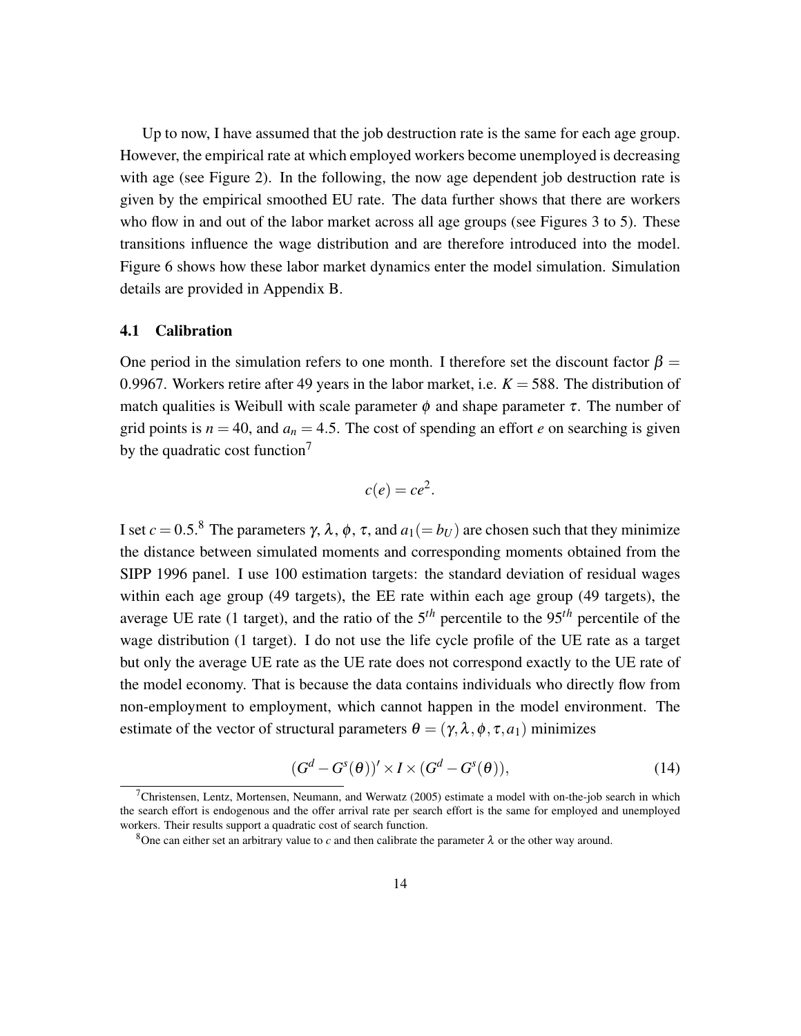Up to now, I have assumed that the job destruction rate is the same for each age group. However, the empirical rate at which employed workers become unemployed is decreasing with age (see Figure 2). In the following, the now age dependent job destruction rate is given by the empirical smoothed EU rate. The data further shows that there are workers who flow in and out of the labor market across all age groups (see Figures 3 to 5). These transitions influence the wage distribution and are therefore introduced into the model. Figure 6 shows how these labor market dynamics enter the model simulation. Simulation details are provided in Appendix B.

### 4.1 Calibration

One period in the simulation refers to one month. I therefore set the discount factor $\beta = 0.9967$. Workers retire after 49 years in the labor market, i.e. $K = 588$. The distribution of match qualities is Weibull with scale parameter $\phi$ and shape parameter $\tau$. The number of grid points is $n = 40$, and $a_n = 4.5$. The cost of spending an effort $e$ on searching is given by the quadratic cost function[7]

$$c(e) = ce^2.$$

I set $c = 0.5$.[8] The parameters $\gamma$, $\lambda$, $\phi$, $\tau$, and $a_1 (= b_U)$ are chosen such that they minimize the distance between simulated moments and corresponding moments obtained from the SIPP 1996 panel. I use 100 estimation targets: the standard deviation of residual wages within each age group (49 targets), the EE rate within each age group (49 targets), the average UE rate (1 target), and the ratio of the $5^{th}$ percentile to the $95^{th}$ percentile of the wage distribution (1 target). I do not use the life cycle profile of the UE rate as a target but only the average UE rate as the UE rate does not correspond exactly to the UE rate of the model economy. That is because the data contains individuals who directly flow from non-employment to employment, which cannot happen in the model environment. The estimate of the vector of structural parameters $\theta = (\gamma, \lambda, \phi, \tau, a_1)$ minimizes

$$(G^d - G^s(\theta))' \times I \times (G^d - G^s(\theta)), \tag{14}$$

[7] Christensen, Lentz, Mortensen, Neumann, and Werwatz (2005) estimate a model with on-the-job search in which the search effort is endogenous and the offer arrival rate per search effort is the same for employed and unemployed workers. Their results support a quadratic cost of search function.

[8] One can either set an arbitrary value to $c$ and then calibrate the parameter $\lambda$ or the other way around.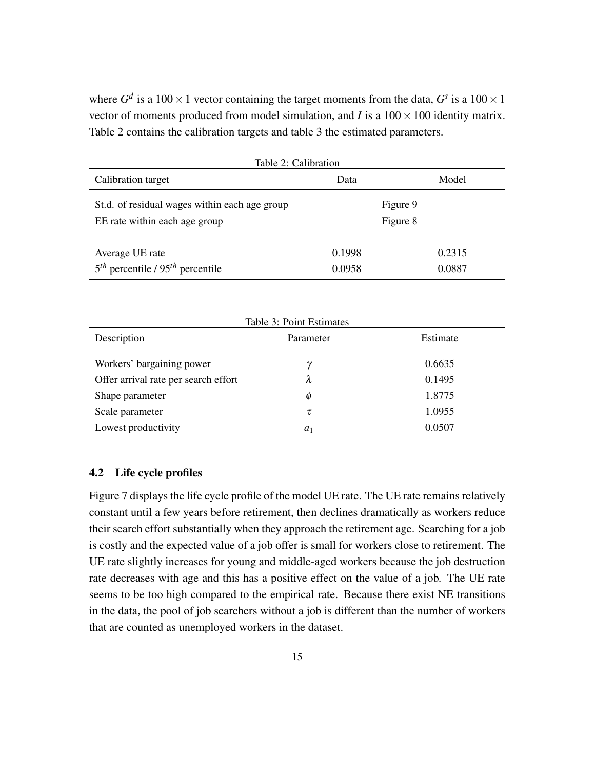where $G^d$ is a $100 \times 1$ vector containing the target moments from the data, $G^s$ is a $100 \times 1$ vector of moments produced from model simulation, and $I$ is a $100 \times 100$ identity matrix. Table 2 contains the calibration targets and table 3 the estimated parameters.

Table 2: Calibration

| Calibration target | Data | Model |
|---|---|---|
| St.d. of residual wages within each age group | Figure 9 | |
| EE rate within each age group | Figure 8 | |
| Average UE rate | 0.1998 | 0.2315 |
| $5^{th}$ percentile / $95^{th}$ percentile | 0.0958 | 0.0887 |

Table 3: Point Estimates

| Description | Parameter | Estimate |
|---|---|---|
| Workers' bargaining power | $\gamma$ | 0.6635 |
| Offer arrival rate per search effort | $\lambda$ | 0.1495 |
| Shape parameter | $\phi$ | 1.8775 |
| Scale parameter | $\tau$ | 1.0955 |
| Lowest productivity | $a_1$ | 0.0507 |

### 4.2 Life cycle profiles

Figure 7 displays the life cycle profile of the model UE rate. The UE rate remains relatively constant until a few years before retirement, then declines dramatically as workers reduce their search effort substantially when they approach the retirement age. Searching for a job is costly and the expected value of a job offer is small for workers close to retirement. The UE rate slightly increases for young and middle-aged workers because the job destruction rate decreases with age and this has a positive effect on the value of a job. The UE rate seems to be too high compared to the empirical rate. Because there exist NE transitions in the data, the pool of job searchers without a job is different than the number of workers that are counted as unemployed workers in the dataset.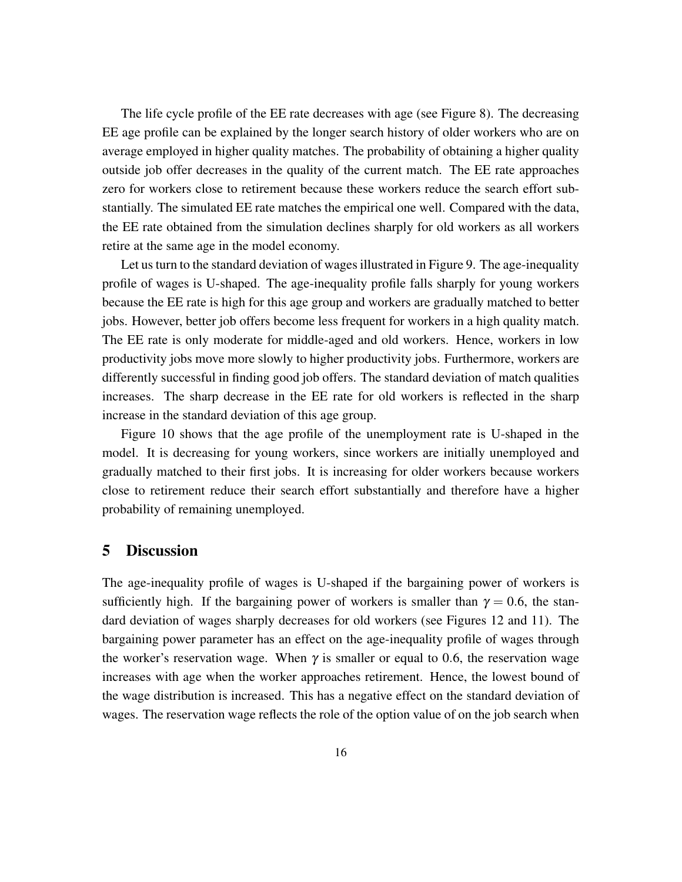The life cycle profile of the EE rate decreases with age (see Figure 8). The decreasing EE age profile can be explained by the longer search history of older workers who are on average employed in higher quality matches. The probability of obtaining a higher quality outside job offer decreases in the quality of the current match. The EE rate approaches zero for workers close to retirement because these workers reduce the search effort substantially. The simulated EE rate matches the empirical one well. Compared with the data, the EE rate obtained from the simulation declines sharply for old workers as all workers retire at the same age in the model economy.

Let us turn to the standard deviation of wages illustrated in Figure 9. The age-inequality profile of wages is U-shaped. The age-inequality profile falls sharply for young workers because the EE rate is high for this age group and workers are gradually matched to better jobs. However, better job offers become less frequent for workers in a high quality match. The EE rate is only moderate for middle-aged and old workers. Hence, workers in low productivity jobs move more slowly to higher productivity jobs. Furthermore, workers are differently successful in finding good job offers. The standard deviation of match qualities increases. The sharp decrease in the EE rate for old workers is reflected in the sharp increase in the standard deviation of this age group.

Figure 10 shows that the age profile of the unemployment rate is U-shaped in the model. It is decreasing for young workers, since workers are initially unemployed and gradually matched to their first jobs. It is increasing for older workers because workers close to retirement reduce their search effort substantially and therefore have a higher probability of remaining unemployed.

## 5 Discussion

The age-inequality profile of wages is U-shaped if the bargaining power of workers is sufficiently high. If the bargaining power of workers is smaller than $\gamma = 0.6$, the standard deviation of wages sharply decreases for old workers (see Figures 12 and 11). The bargaining power parameter has an effect on the age-inequality profile of wages through the worker's reservation wage. When $\gamma$ is smaller or equal to 0.6, the reservation wage increases with age when the worker approaches retirement. Hence, the lowest bound of the wage distribution is increased. This has a negative effect on the standard deviation of wages. The reservation wage reflects the role of the option value of on the job search when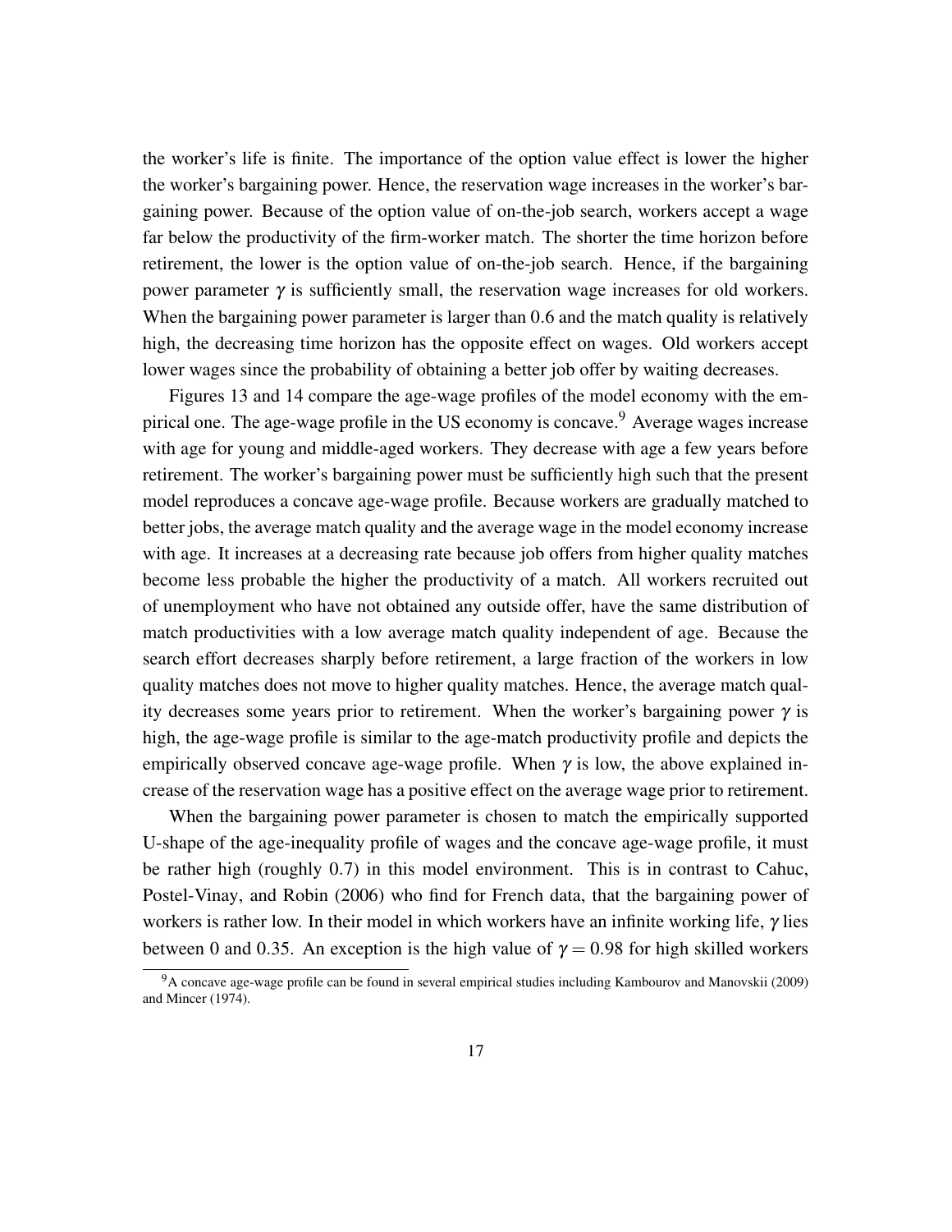the worker's life is finite. The importance of the option value effect is lower the higher the worker's bargaining power. Hence, the reservation wage increases in the worker's bargaining power. Because of the option value of on-the-job search, workers accept a wage far below the productivity of the firm-worker match. The shorter the time horizon before retirement, the lower is the option value of on-the-job search. Hence, if the bargaining power parameter $\gamma$ is sufficiently small, the reservation wage increases for old workers. When the bargaining power parameter is larger than 0.6 and the match quality is relatively high, the decreasing time horizon has the opposite effect on wages. Old workers accept lower wages since the probability of obtaining a better job offer by waiting decreases.

Figures 13 and 14 compare the age-wage profiles of the model economy with the empirical one. The age-wage profile in the US economy is concave.[9] Average wages increase with age for young and middle-aged workers. They decrease with age a few years before retirement. The worker's bargaining power must be sufficiently high such that the present model reproduces a concave age-wage profile. Because workers are gradually matched to better jobs, the average match quality and the average wage in the model economy increase with age. It increases at a decreasing rate because job offers from higher quality matches become less probable the higher the productivity of a match. All workers recruited out of unemployment who have not obtained any outside offer, have the same distribution of match productivities with a low average match quality independent of age. Because the search effort decreases sharply before retirement, a large fraction of the workers in low quality matches does not move to higher quality matches. Hence, the average match quality decreases some years prior to retirement. When the worker's bargaining power $\gamma$ is high, the age-wage profile is similar to the age-match productivity profile and depicts the empirically observed concave age-wage profile. When $\gamma$ is low, the above explained increase of the reservation wage has a positive effect on the average wage prior to retirement.

When the bargaining power parameter is chosen to match the empirically supported U-shape of the age-inequality profile of wages and the concave age-wage profile, it must be rather high (roughly 0.7) in this model environment. This is in contrast to Cahuc, Postel-Vinay, and Robin (2006) who find for French data, that the bargaining power of workers is rather low. In their model in which workers have an infinite working life, $\gamma$ lies between 0 and 0.35. An exception is the high value of $\gamma = 0.98$ for high skilled workers

[9] A concave age-wage profile can be found in several empirical studies including Kambourov and Manovskii (2009) and Mincer (1974).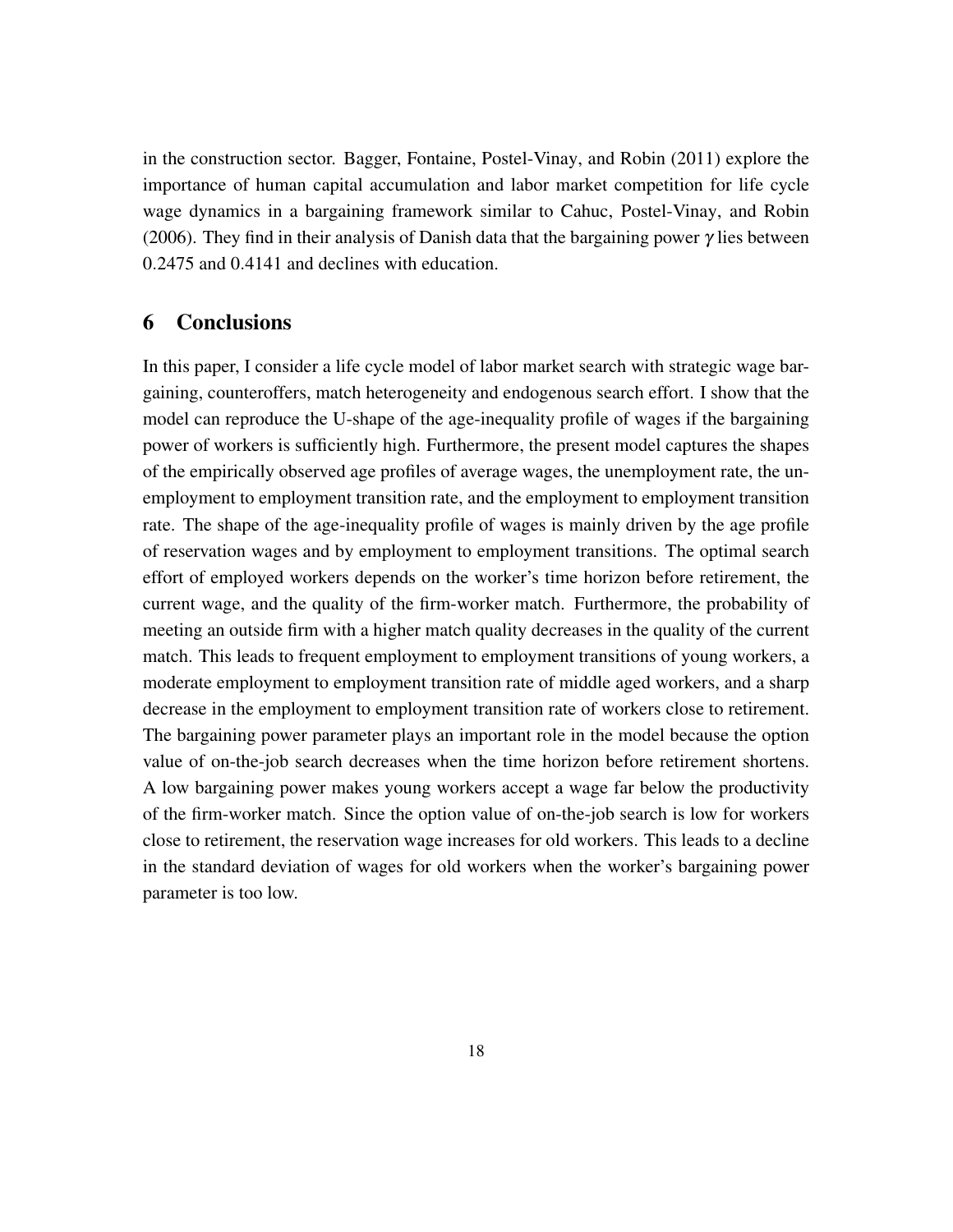in the construction sector. Bagger, Fontaine, Postel-Vinay, and Robin (2011) explore the importance of human capital accumulation and labor market competition for life cycle wage dynamics in a bargaining framework similar to Cahuc, Postel-Vinay, and Robin (2006). They find in their analysis of Danish data that the bargaining power $\gamma$ lies between 0.2475 and 0.4141 and declines with education.

## 6 Conclusions

In this paper, I consider a life cycle model of labor market search with strategic wage bargaining, counteroffers, match heterogeneity and endogenous search effort. I show that the model can reproduce the U-shape of the age-inequality profile of wages if the bargaining power of workers is sufficiently high. Furthermore, the present model captures the shapes of the empirically observed age profiles of average wages, the unemployment rate, the unemployment to employment transition rate, and the employment to employment transition rate. The shape of the age-inequality profile of wages is mainly driven by the age profile of reservation wages and by employment to employment transitions. The optimal search effort of employed workers depends on the worker's time horizon before retirement, the current wage, and the quality of the firm-worker match. Furthermore, the probability of meeting an outside firm with a higher match quality decreases in the quality of the current match. This leads to frequent employment to employment transitions of young workers, a moderate employment to employment transition rate of middle aged workers, and a sharp decrease in the employment to employment transition rate of workers close to retirement. The bargaining power parameter plays an important role in the model because the option value of on-the-job search decreases when the time horizon before retirement shortens. A low bargaining power makes young workers accept a wage far below the productivity of the firm-worker match. Since the option value of on-the-job search is low for workers close to retirement, the reservation wage increases for old workers. This leads to a decline in the standard deviation of wages for old workers when the worker's bargaining power parameter is too low.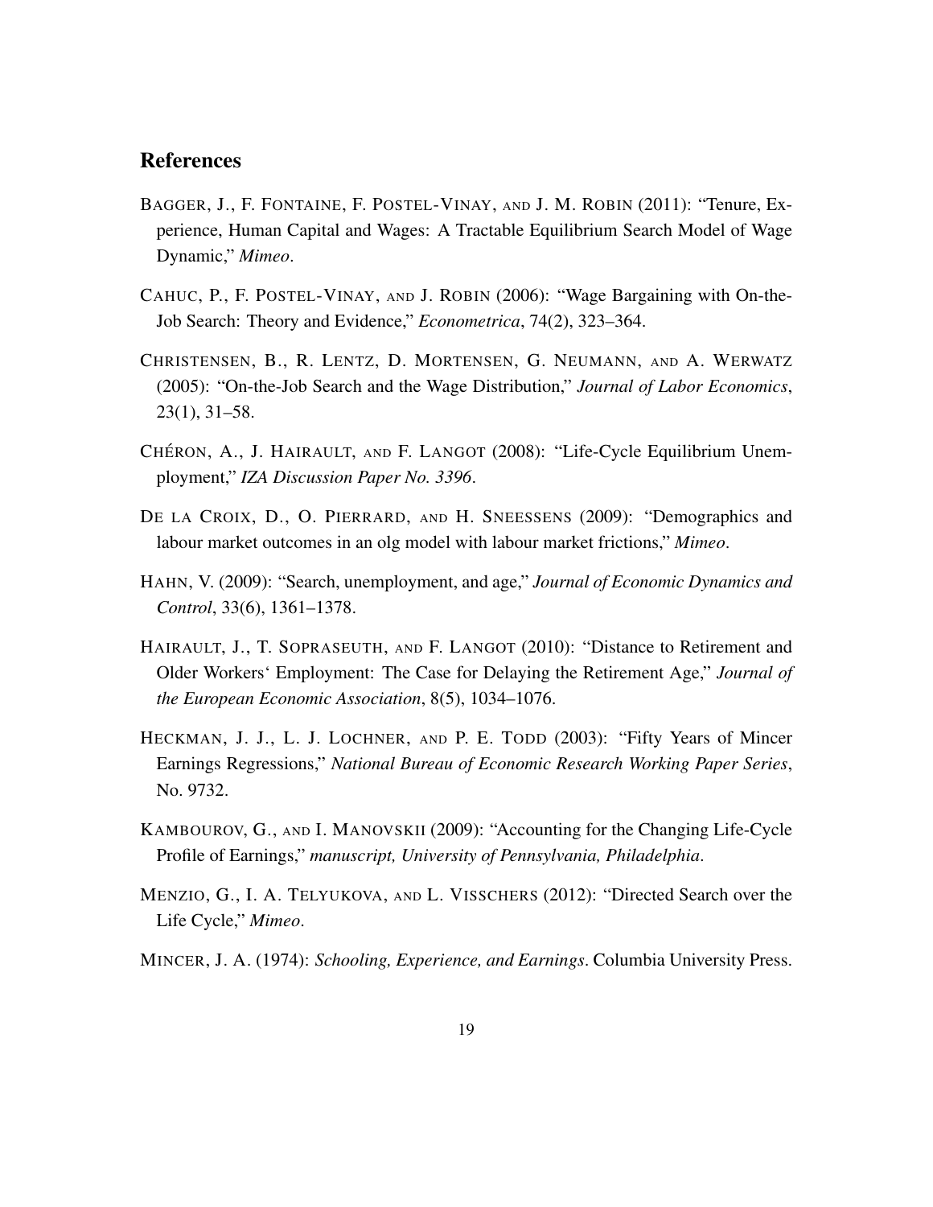## References

BAGGER, J., F. FONTAINE, F. POSTEL-VINAY, AND J. M. ROBIN (2011): "Tenure, Experience, Human Capital and Wages: A Tractable Equilibrium Search Model of Wage Dynamic," *Mimeo*.

CAHUC, P., F. POSTEL-VINAY, AND J. ROBIN (2006): "Wage Bargaining with On-the-Job Search: Theory and Evidence," *Econometrica*, 74(2), 323–364.

CHRISTENSEN, B., R. LENTZ, D. MORTENSEN, G. NEUMANN, AND A. WERWATZ (2005): "On-the-Job Search and the Wage Distribution," *Journal of Labor Economics*, 23(1), 31–58.

CHÉRON, A., J. HAIRAULT, AND F. LANGOT (2008): "Life-Cycle Equilibrium Unemployment," *IZA Discussion Paper No. 3396*.

DE LA CROIX, D., O. PIERRARD, AND H. SNEESSENS (2009): "Demographics and labour market outcomes in an olg model with labour market frictions," *Mimeo*.

HAHN, V. (2009): "Search, unemployment, and age," *Journal of Economic Dynamics and Control*, 33(6), 1361–1378.

HAIRAULT, J., T. SOPRASEUTH, AND F. LANGOT (2010): "Distance to Retirement and Older Workers' Employment: The Case for Delaying the Retirement Age," *Journal of the European Economic Association*, 8(5), 1034–1076.

HECKMAN, J. J., L. J. LOCHNER, AND P. E. TODD (2003): "Fifty Years of Mincer Earnings Regressions," *National Bureau of Economic Research Working Paper Series*, No. 9732.

KAMBOUROV, G., AND I. MANOVSKII (2009): "Accounting for the Changing Life-Cycle Profile of Earnings," *manuscript, University of Pennsylvania, Philadelphia*.

MENZIO, G., I. A. TELYUKOVA, AND L. VISSCHERS (2012): "Directed Search over the Life Cycle," *Mimeo*.

MINCER, J. A. (1974): *Schooling, Experience, and Earnings*. Columbia University Press.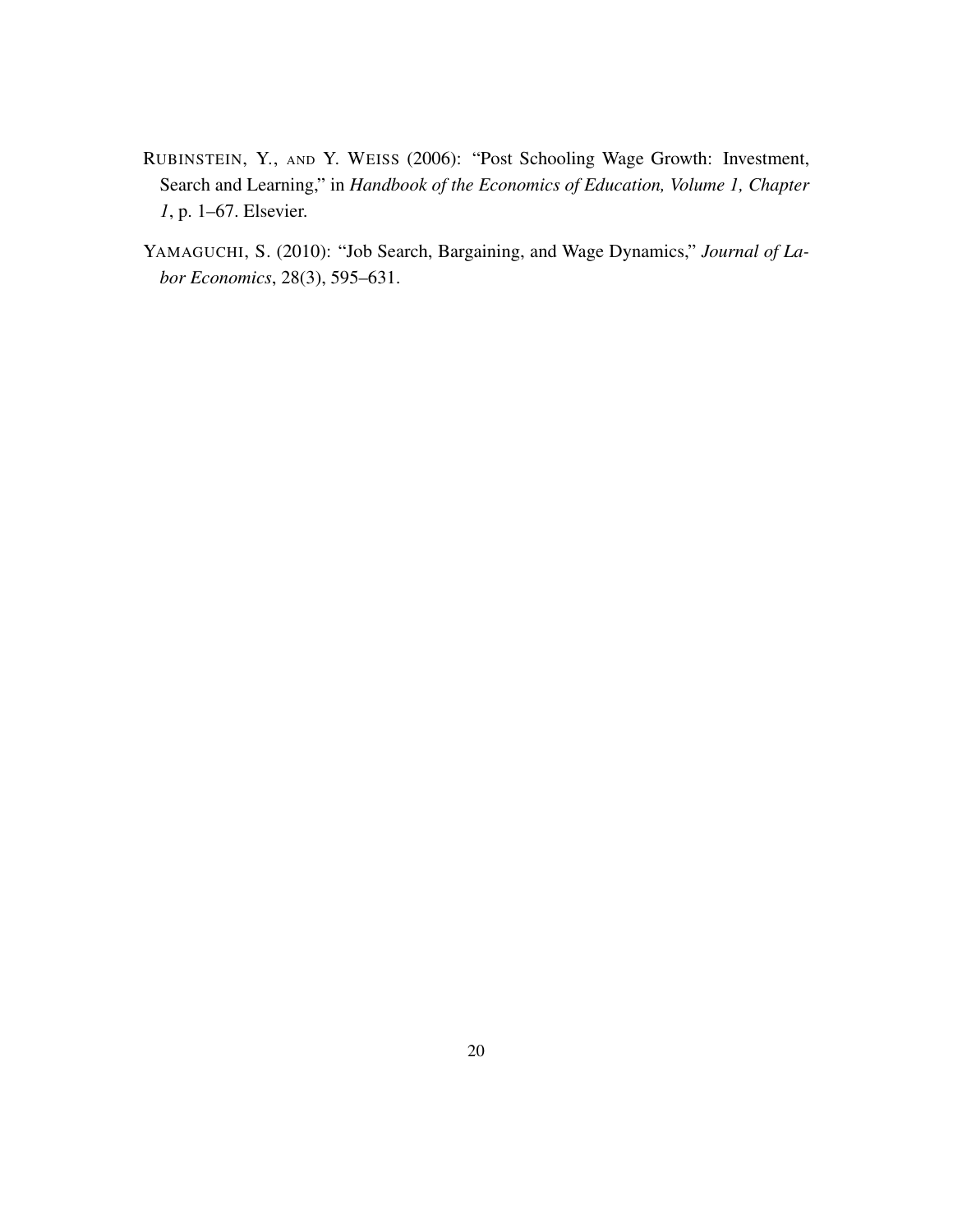RUBINSTEIN, Y., AND Y. WEISS (2006): "Post Schooling Wage Growth: Investment, Search and Learning," in *Handbook of the Economics of Education, Volume 1, Chapter 1*, p. 1–67. Elsevier.

YAMAGUCHI, S. (2010): "Job Search, Bargaining, and Wage Dynamics," *Journal of Labor Economics*, 28(3), 595–631.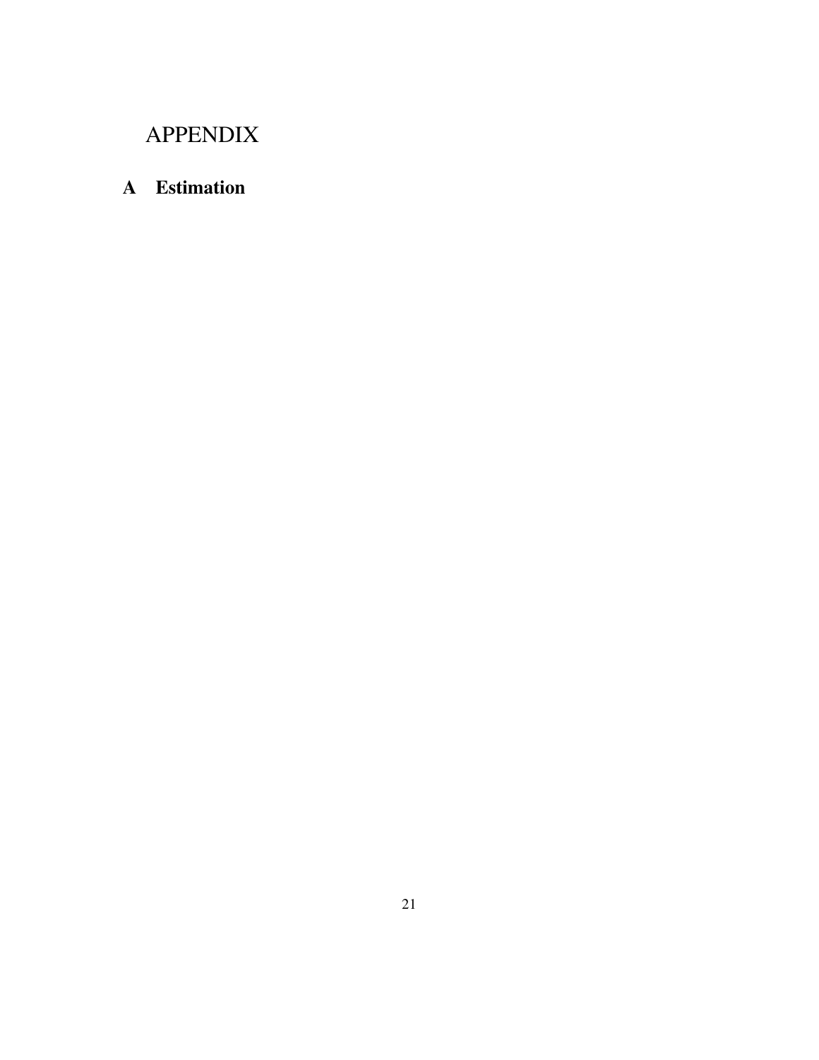# APPENDIX

## A Estimation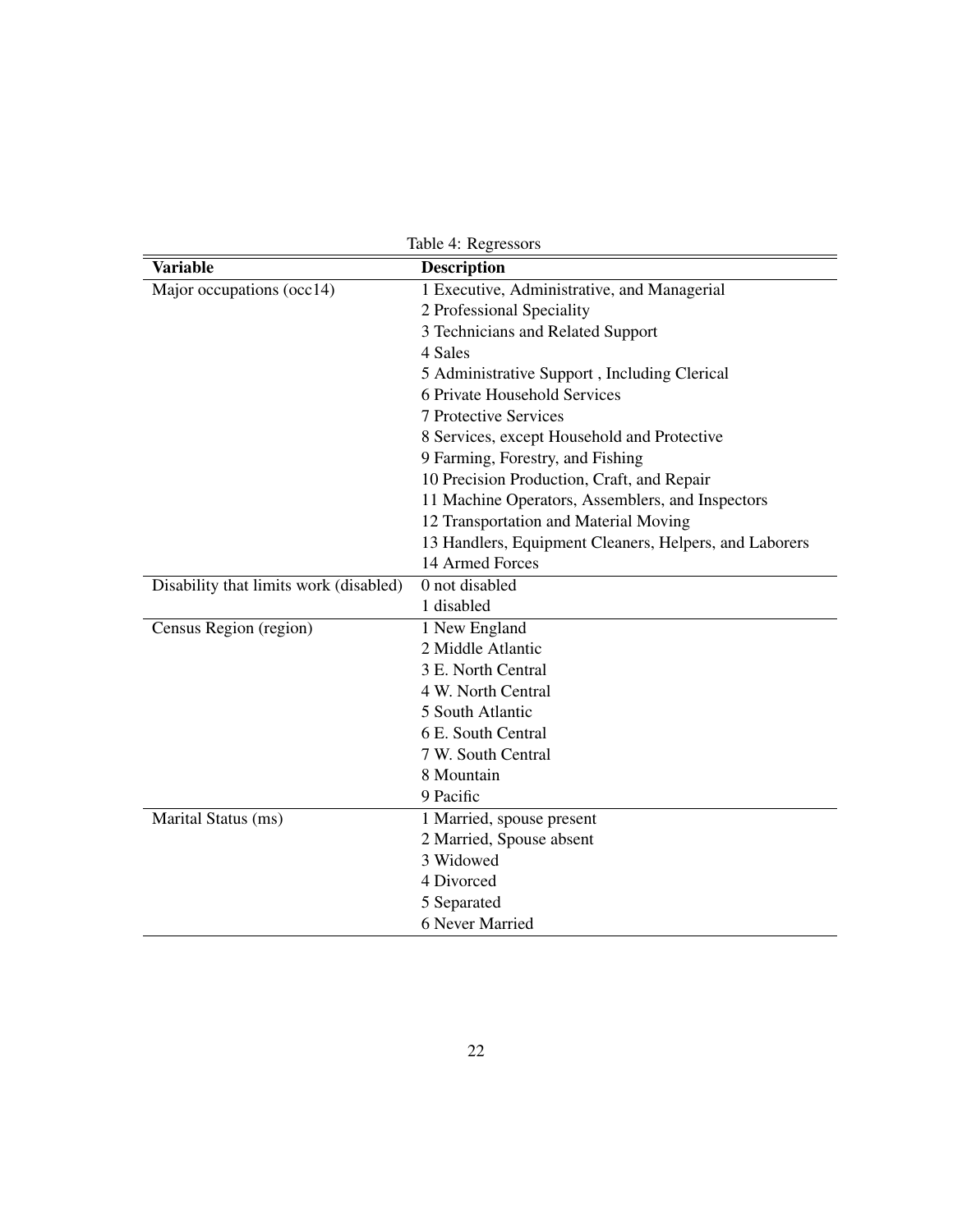Table 4: Regressors

| Variable | Description |
|---|---|
| Major occupations (occ14) | 1 Executive, Administrative, and Managerial |
| | 2 Professional Speciality |
| | 3 Technicians and Related Support |
| | 4 Sales |
| | 5 Administrative Support , Including Clerical |
| | 6 Private Household Services |
| | 7 Protective Services |
| | 8 Services, except Household and Protective |
| | 9 Farming, Forestry, and Fishing |
| | 10 Precision Production, Craft, and Repair |
| | 11 Machine Operators, Assemblers, and Inspectors |
| | 12 Transportation and Material Moving |
| | 13 Handlers, Equipment Cleaners, Helpers, and Laborers |
| | 14 Armed Forces |
| Disability that limits work (disabled) | 0 not disabled |
| | 1 disabled |
| Census Region (region) | 1 New England |
| | 2 Middle Atlantic |
| | 3 E. North Central |
| | 4 W. North Central |
| | 5 South Atlantic |
| | 6 E. South Central |
| | 7 W. South Central |
| | 8 Mountain |
| | 9 Pacific |
| Marital Status (ms) | 1 Married, spouse present |
| | 2 Married, Spouse absent |
| | 3 Widowed |
| | 4 Divorced |
| | 5 Separated |
| | 6 Never Married |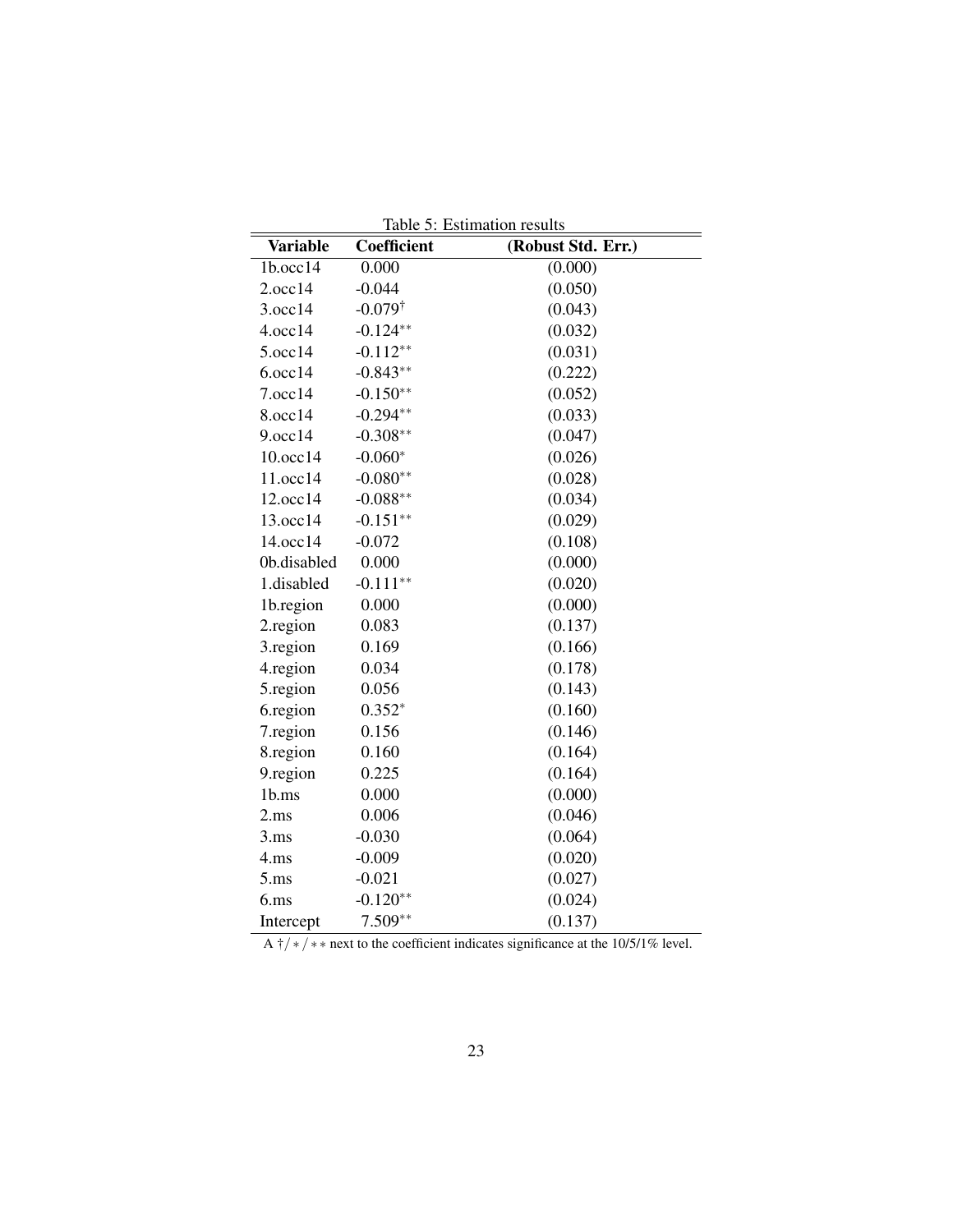Table 5: Estimation results

| Variable | Coefficient | (Robust Std. Err.) |
|---|---|---|
| 1b.occ14 | 0.000 | (0.000) |
| 2.occ14 | -0.044 | (0.050) |
| 3.occ14 | -0.079$^{\dagger}$ | (0.043) |
| 4.occ14 | -0.124$^{**}$ | (0.032) |
| 5.occ14 | -0.112$^{**}$ | (0.031) |
| 6.occ14 | -0.843$^{**}$ | (0.222) |
| 7.occ14 | -0.150$^{**}$ | (0.052) |
| 8.occ14 | -0.294$^{**}$ | (0.033) |
| 9.occ14 | -0.308$^{**}$ | (0.047) |
| 10.occ14 | -0.060$^{*}$ | (0.026) |
| 11.occ14 | -0.080$^{**}$ | (0.028) |
| 12.occ14 | -0.088$^{**}$ | (0.034) |
| 13.occ14 | -0.151$^{**}$ | (0.029) |
| 14.occ14 | -0.072 | (0.108) |
| 0b.disabled | 0.000 | (0.000) |
| 1.disabled | -0.111$^{**}$ | (0.020) |
| 1b.region | 0.000 | (0.000) |
| 2.region | 0.083 | (0.137) |
| 3.region | 0.169 | (0.166) |
| 4.region | 0.034 | (0.178) |
| 5.region | 0.056 | (0.143) |
| 6.region | 0.352$^{*}$ | (0.160) |
| 7.region | 0.156 | (0.146) |
| 8.region | 0.160 | (0.164) |
| 9.region | 0.225 | (0.164) |
| 1b.ms | 0.000 | (0.000) |
| 2.ms | 0.006 | (0.046) |
| 3.ms | -0.030 | (0.064) |
| 4.ms | -0.009 | (0.020) |
| 5.ms | -0.021 | (0.027) |
| 6.ms | -0.120$^{**}$ | (0.024) |
| Intercept | 7.509$^{**}$ | (0.137) |

A $\dagger / * / **$ next to the coefficient indicates significance at the 10/5/1% level.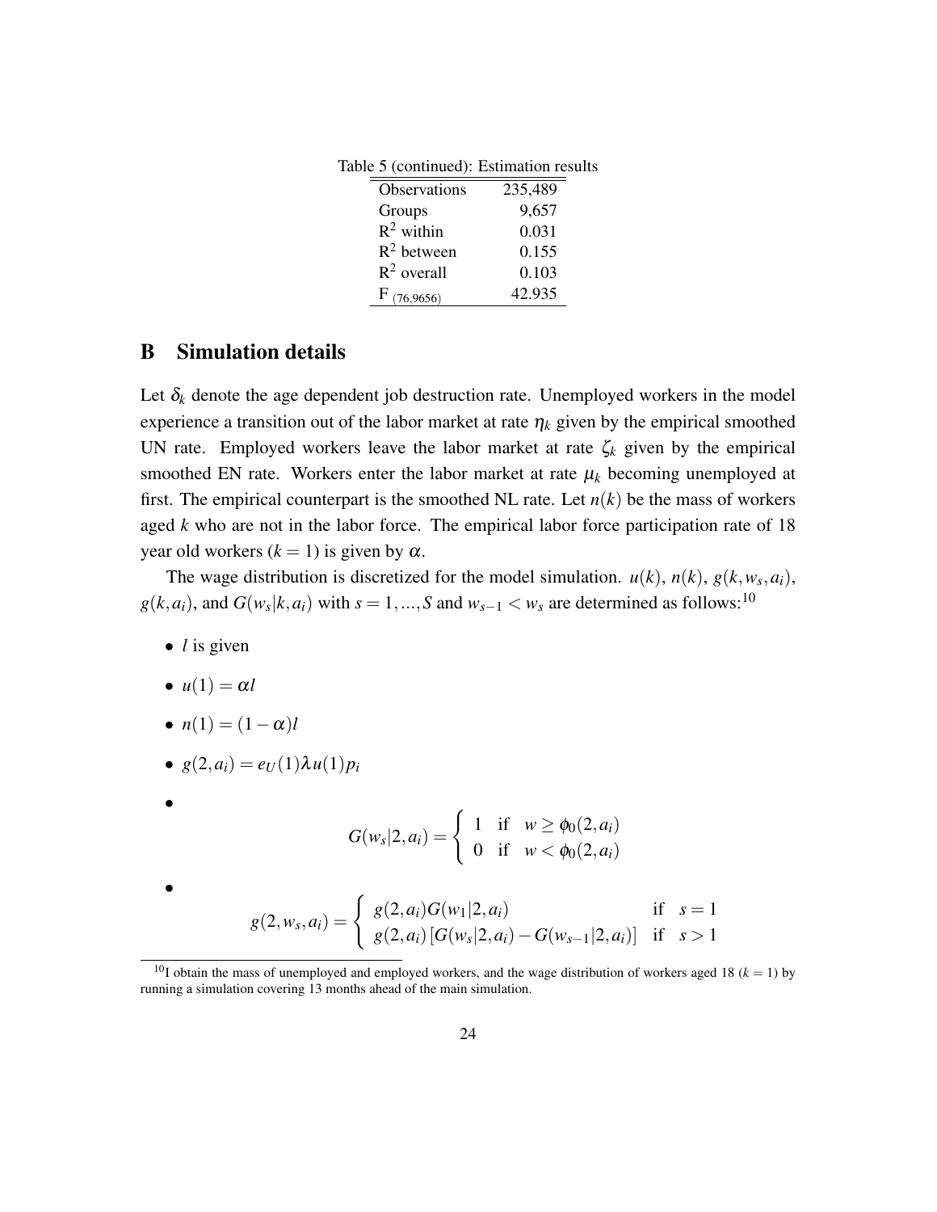Table 5 (continued): Estimation results

| | |
|---|---|
| Observations | 235,489 |
| Groups | 9,657 |
| $R^2$ within | 0.031 |
| $R^2$ between | 0.155 |
| $R^2$ overall | 0.103 |
| $F_{(76,9656)}$ | 42.935 |

## B Simulation details

Let $\delta_k$ denote the age dependent job destruction rate. Unemployed workers in the model experience a transition out of the labor market at rate $\eta_k$ given by the empirical smoothed UN rate. Employed workers leave the labor market at rate $\zeta_k$ given by the empirical smoothed EN rate. Workers enter the labor market at rate $\mu_k$ becoming unemployed at first. The empirical counterpart is the smoothed NL rate. Let $n(k)$ be the mass of workers aged $k$ who are not in the labor force. The empirical labor force participation rate of 18 year old workers ($k = 1$) is given by $\alpha$.

The wage distribution is discretized for the model simulation. $u(k)$, $n(k)$, $g(k, w_s, a_i)$, $g(k, a_i)$, and $G(w_s|k, a_i)$ with $s = 1, ..., S$ and $w_{s-1} < w_s$ are determined as follows:[10]

- $l$ is given
- $u(1) = \alpha l$
- $n(1) = (1 - \alpha)l$
- $g(2, a_i) = e_U(1)\lambda u(1) p_i$
- $$G(w_s|2, a_i) = \begin{cases} 1 & \text{if} \quad w \geq \phi_0(2, a_i) \\ 0 & \text{if} \quad w < \phi_0(2, a_i) \end{cases}$$
- $$g(2, w_s, a_i) = \begin{cases} g(2, a_i) G(w_1|2, a_i) & \text{if} \quad s = 1 \\ g(2, a_i) \left[G(w_s|2, a_i) - G(w_{s-1}|2, a_i)\right] & \text{if} \quad s > 1 \end{cases}$$

[10] I obtain the mass of unemployed and employed workers, and the wage distribution of workers aged 18 ($k$ = 1) by running a simulation covering 13 months ahead of the main simulation.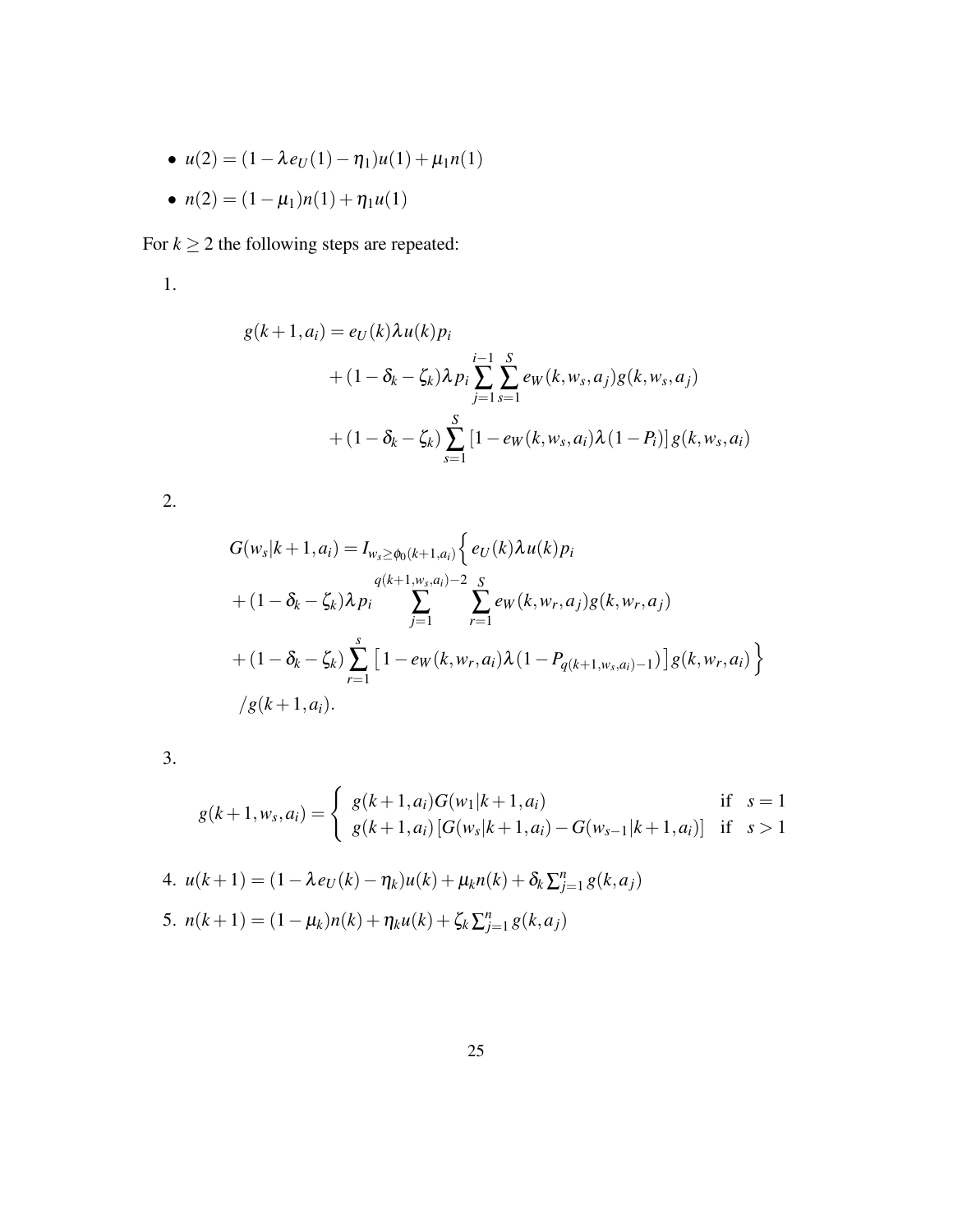- $u(2) = (1 - \lambda e_U(1) - \eta_1)u(1) + \mu_1 n(1)$
- $n(2) = (1 - \mu_1)n(1) + \eta_1 u(1)$

For $k \geq 2$ the following steps are repeated:

1.

$$
\begin{aligned}
g(k+1, a_i) = & \, e_U(k)\lambda u(k) p_i \\
& + (1 - \delta_k - \zeta_k)\lambda p_i \sum_{j=1}^{i-1} \sum_{s=1}^{S} e_W(k, w_s, a_j) g(k, w_s, a_j) \\
& + (1 - \delta_k - \zeta_k) \sum_{s=1}^{S} \left[1 - e_W(k, w_s, a_i)\lambda(1 - P_i)\right] g(k, w_s, a_i)
\end{aligned}
$$

2.

$$
\begin{aligned}
G(w_s | k+1, a_i) = & \, I_{w_s \geq \phi_0(k+1, a_i)} \Big\{ e_U(k)\lambda u(k) p_i \\
& + (1 - \delta_k - \zeta_k)\lambda p_i \sum_{j=1}^{q(k+1, w_s, a_i)-2} \sum_{r=1}^{S} e_W(k, w_r, a_j) g(k, w_r, a_j) \\
& + (1 - \delta_k - \zeta_k) \sum_{r=1}^{s} \left[1 - e_W(k, w_r, a_i)\lambda\left(1 - P_{q(k+1, w_s, a_i)-1}\right)\right] g(k, w_r, a_i) \Big\} \\
& / g(k+1, a_i).
\end{aligned}
$$

3.

$$
g(k+1, w_s, a_i) = \begin{cases} g(k+1, a_i) G(w_1 | k+1, a_i) & \text{if} \quad s = 1 \\ g(k+1, a_i) \left[G(w_s | k+1, a_i) - G(w_{s-1} | k+1, a_i)\right] & \text{if} \quad s > 1 \end{cases}
$$

4. $u(k+1) = (1 - \lambda e_U(k) - \eta_k)u(k) + \mu_k n(k) + \delta_k \sum_{j=1}^{n} g(k, a_j)$
5. $n(k+1) = (1 - \mu_k)n(k) + \eta_k u(k) + \zeta_k \sum_{j=1}^{n} g(k, a_j)$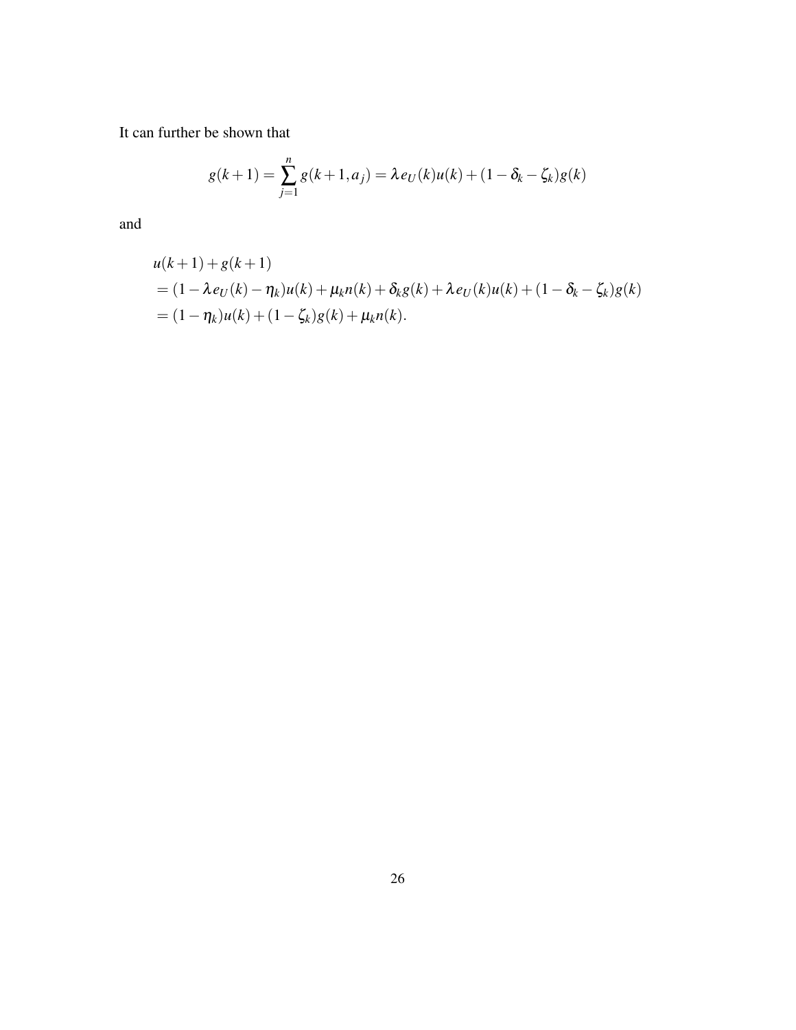It can further be shown that

$$g(k+1) = \sum_{j=1}^{n} g(k+1, a_j) = \lambda e_U(k)u(k) + (1 - \delta_k - \zeta_k)g(k)$$

and

$$\begin{aligned}
&u(k+1) + g(k+1) \\
&= (1 - \lambda e_U(k) - \eta_k)u(k) + \mu_k n(k) + \delta_k g(k) + \lambda e_U(k)u(k) + (1 - \delta_k - \zeta_k)g(k) \\
&= (1 - \eta_k)u(k) + (1 - \zeta_k)g(k) + \mu_k n(k).
\end{aligned}$$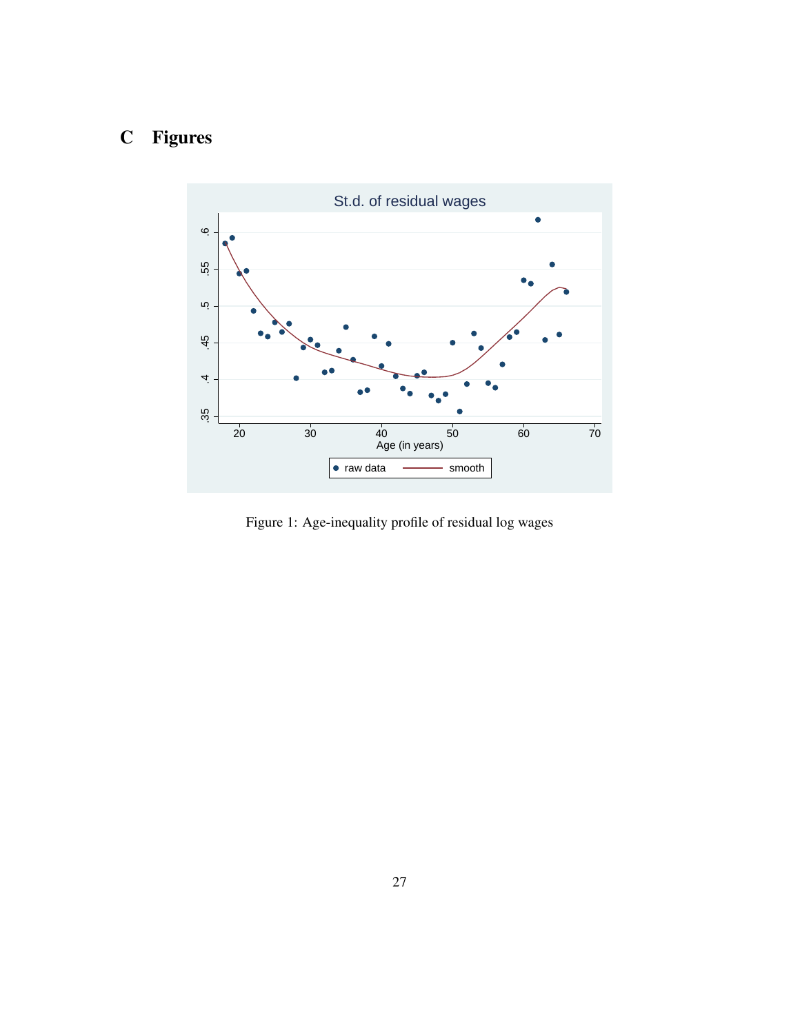# C Figures

Figure 1: Age-inequality profile of residual log wages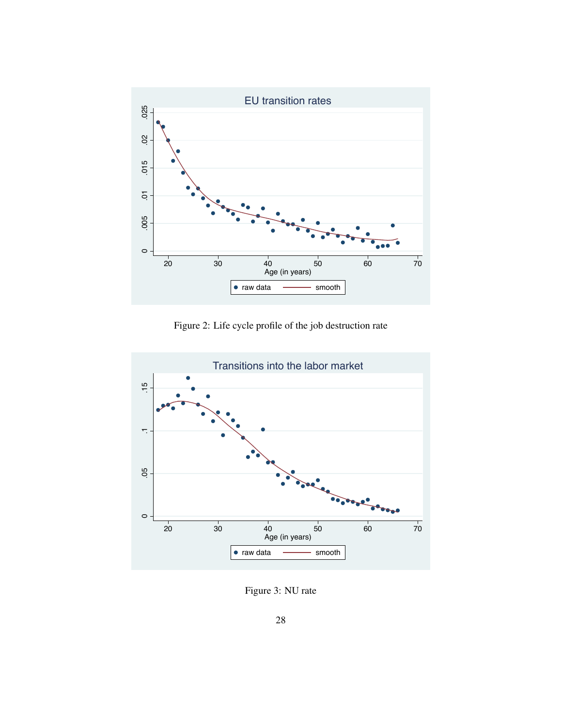Figure 2: Life cycle profile of the job destruction rate

Figure 3: NU rate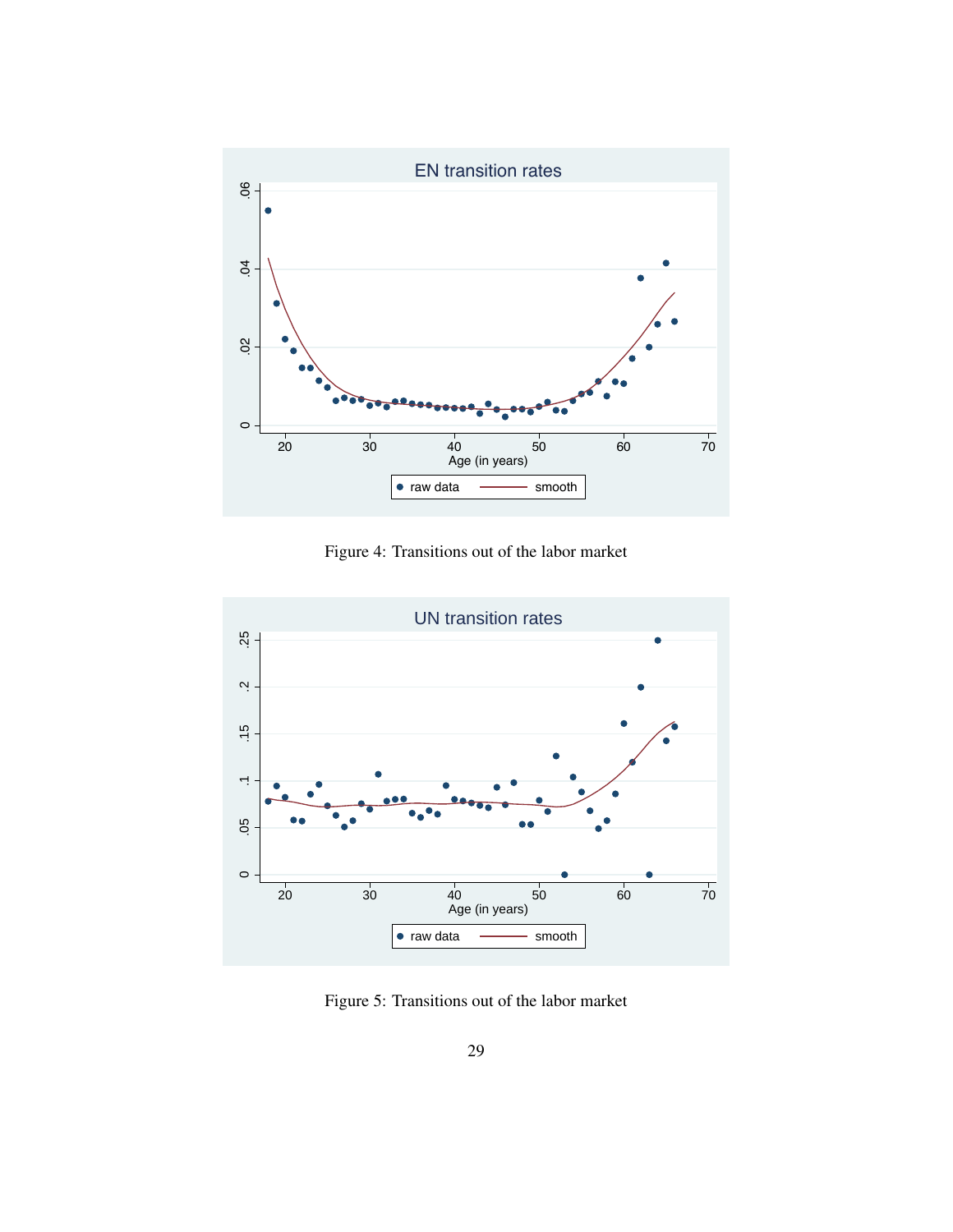Figure 4: Transitions out of the labor market

Figure 5: Transitions out of the labor market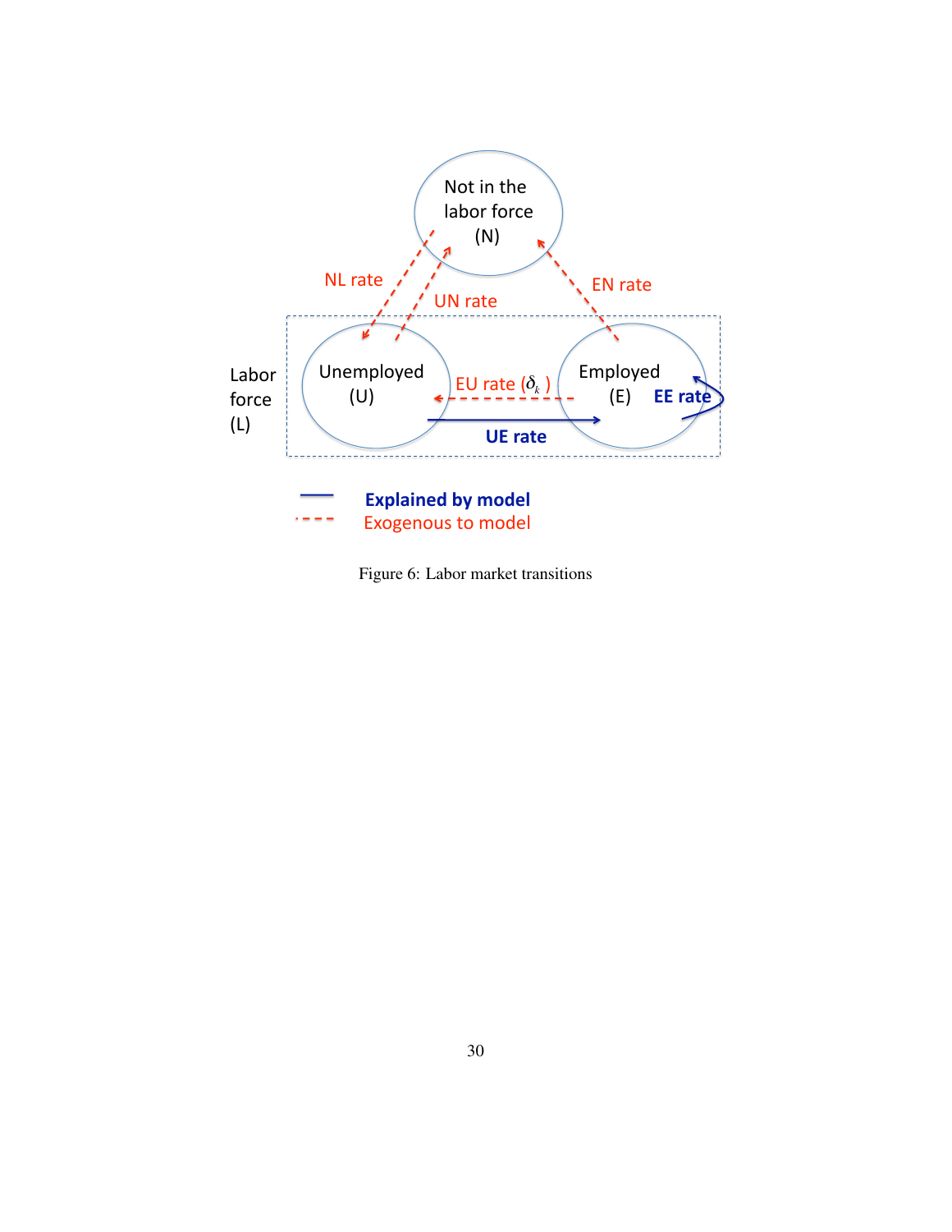Figure 6: Labor market transitions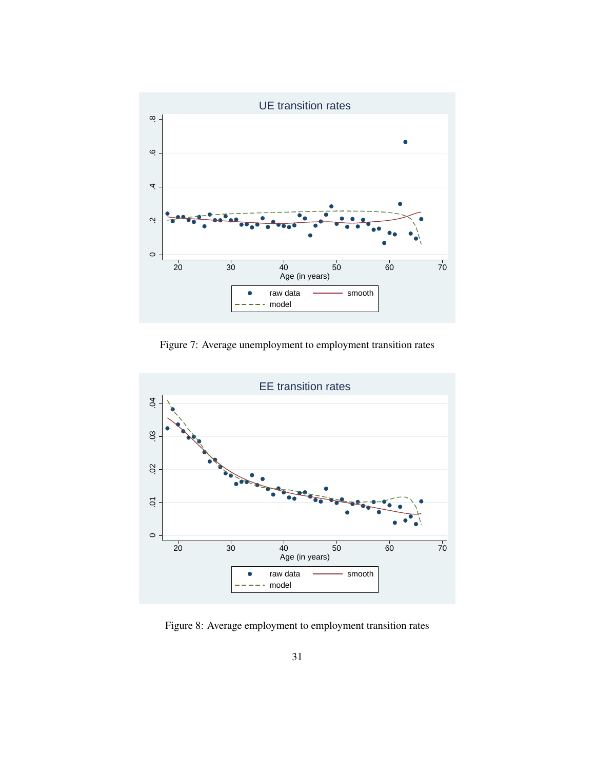Figure 7: Average unemployment to employment transition rates

Figure 8: Average employment to employment transition rates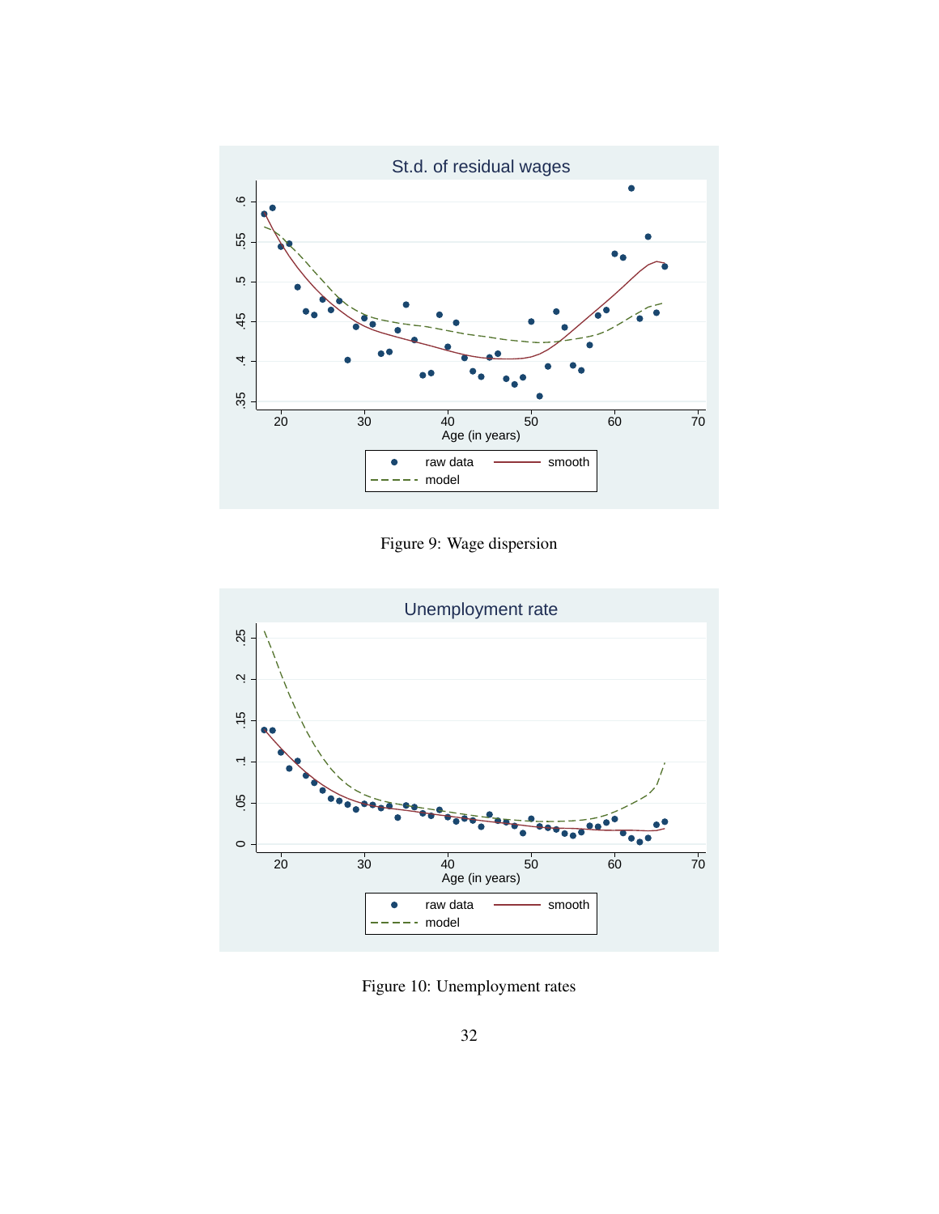Figure 9: Wage dispersion

Figure 10: Unemployment rates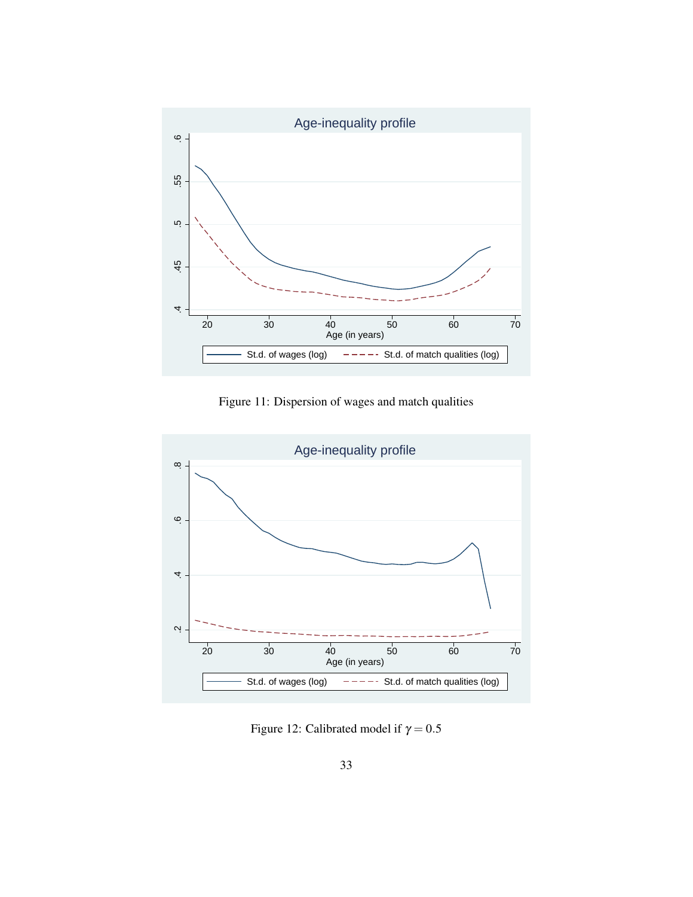Figure 11: Dispersion of wages and match qualities

Figure 12: Calibrated model if $\gamma = 0.5$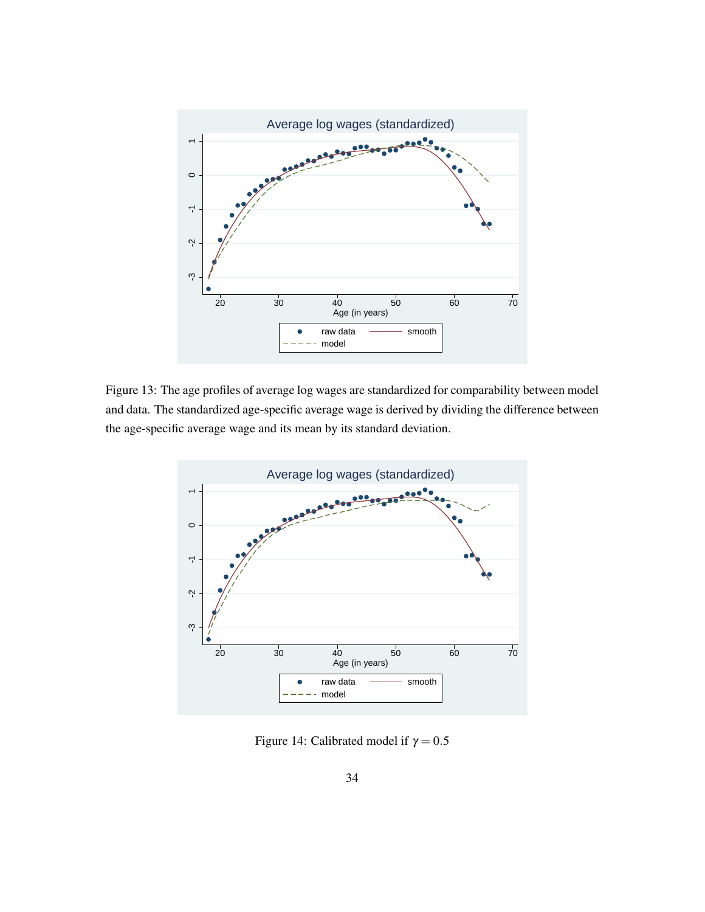Average log wages (standardized)

1
0
-1
-2
-3

20
30
40
50
60
70

Age (in years)

raw data
smooth
model

Figure 13: The age profiles of average log wages are standardized for comparability between model and data. The standardized age-specific average wage is derived by dividing the difference between the age-specific average wage and its mean by its standard deviation.

Average log wages (standardized)

1
0
-1
-2
-3

20
30
40
50
60
70

Age (in years)

raw data
smooth
model

Figure 14: Calibrated model if $\gamma = 0.5$